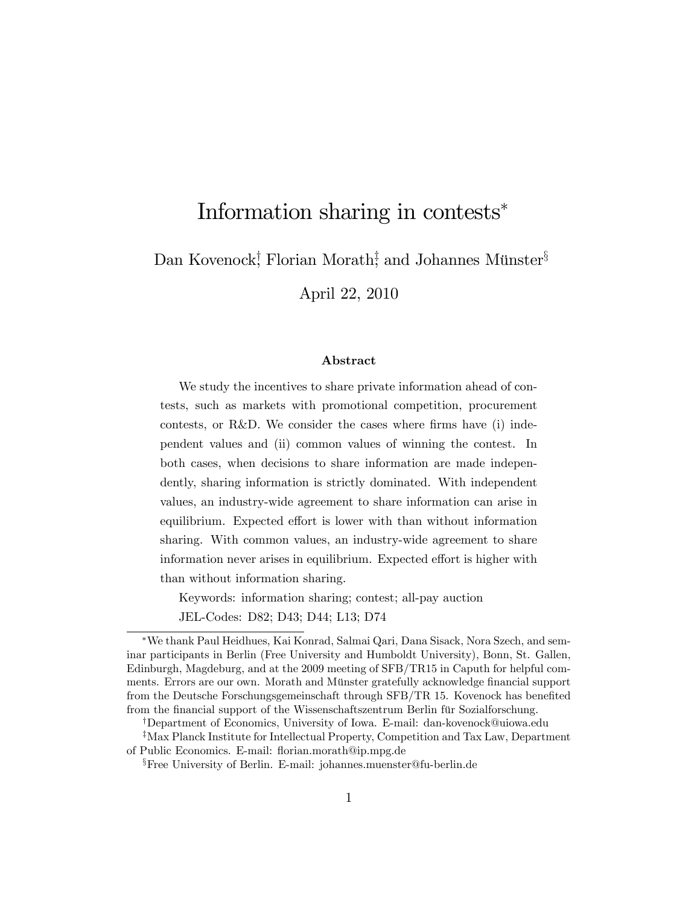# Information sharing in contests*

Dan Kovenock[†], Florian Morath[‡], and Johannes Münster[§]

April 22, 2010

### Abstract

We study the incentives to share private information ahead of contests, such as markets with promotional competition, procurement contests, or R&D. We consider the cases where firms have (i) independent values and (ii) common values of winning the contest. In both cases, when decisions to share information are made independently, sharing information is strictly dominated. With independent values, an industry-wide agreement to share information can arise in equilibrium. Expected effort is lower with than without information sharing. With common values, an industry-wide agreement to share information never arises in equilibrium. Expected effort is higher with than without information sharing.

Keywords: information sharing; contest; all-pay auction

JEL-Codes: D82; D43; D44; L13; D74

---

*We thank Paul Heidhues, Kai Konrad, Salmai Qari, Dana Sisack, Nora Szech, and seminar participants in Berlin (Free University and Humboldt University), Bonn, St. Gallen, Edinburgh, Magdeburg, and at the 2009 meeting of SFB/TR15 in Caputh for helpful comments. Errors are our own. Morath and Münster gratefully acknowledge financial support from the Deutsche Forschungsgemeinschaft through SFB/TR 15. Kovenock has benefited from the financial support of the Wissenschaftszentrum Berlin für Sozialforschung.

[†]Department of Economics, University of Iowa. E-mail: dan-kovenock@uiowa.edu

[‡]Max Planck Institute for Intellectual Property, Competition and Tax Law, Department of Public Economics. E-mail: florian.morath@ip.mpg.de

[§]Free University of Berlin. E-mail: johannes.muenster@fu-berlin.de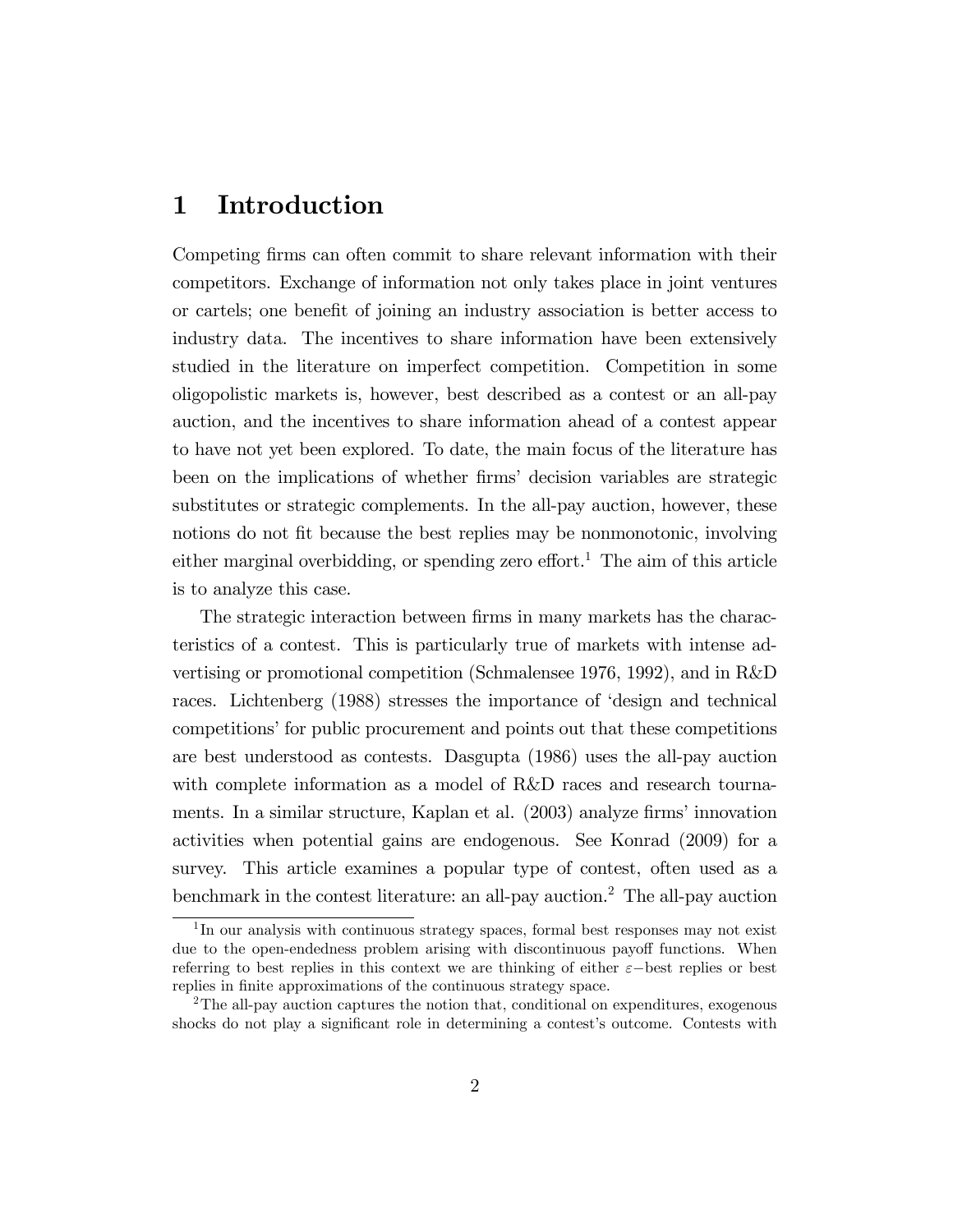# 1 Introduction

Competing firms can often commit to share relevant information with their competitors. Exchange of information not only takes place in joint ventures or cartels; one benefit of joining an industry association is better access to industry data. The incentives to share information have been extensively studied in the literature on imperfect competition. Competition in some oligopolistic markets is, however, best described as a contest or an all-pay auction, and the incentives to share information ahead of a contest appear to have not yet been explored. To date, the main focus of the literature has been on the implications of whether firms' decision variables are strategic substitutes or strategic complements. In the all-pay auction, however, these notions do not fit because the best replies may be nonmonotonic, involving either marginal overbidding, or spending zero effort.[1] The aim of this article is to analyze this case.

The strategic interaction between firms in many markets has the characteristics of a contest. This is particularly true of markets with intense advertising or promotional competition (Schmalensee 1976, 1992), and in R&D races. Lichtenberg (1988) stresses the importance of 'design and technical competitions' for public procurement and points out that these competitions are best understood as contests. Dasgupta (1986) uses the all-pay auction with complete information as a model of R&D races and research tournaments. In a similar structure, Kaplan et al. (2003) analyze firms' innovation activities when potential gains are endogenous. See Konrad (2009) for a survey. This article examines a popular type of contest, often used as a benchmark in the contest literature: an all-pay auction.[2] The all-pay auction

[1] In our analysis with continuous strategy spaces, formal best responses may not exist due to the open-endedness problem arising with discontinuous payoff functions. When referring to best replies in this context we are thinking of either $\varepsilon-$best replies or best replies in finite approximations of the continuous strategy space.

[2] The all-pay auction captures the notion that, conditional on expenditures, exogenous shocks do not play a significant role in determining a contest's outcome. Contests with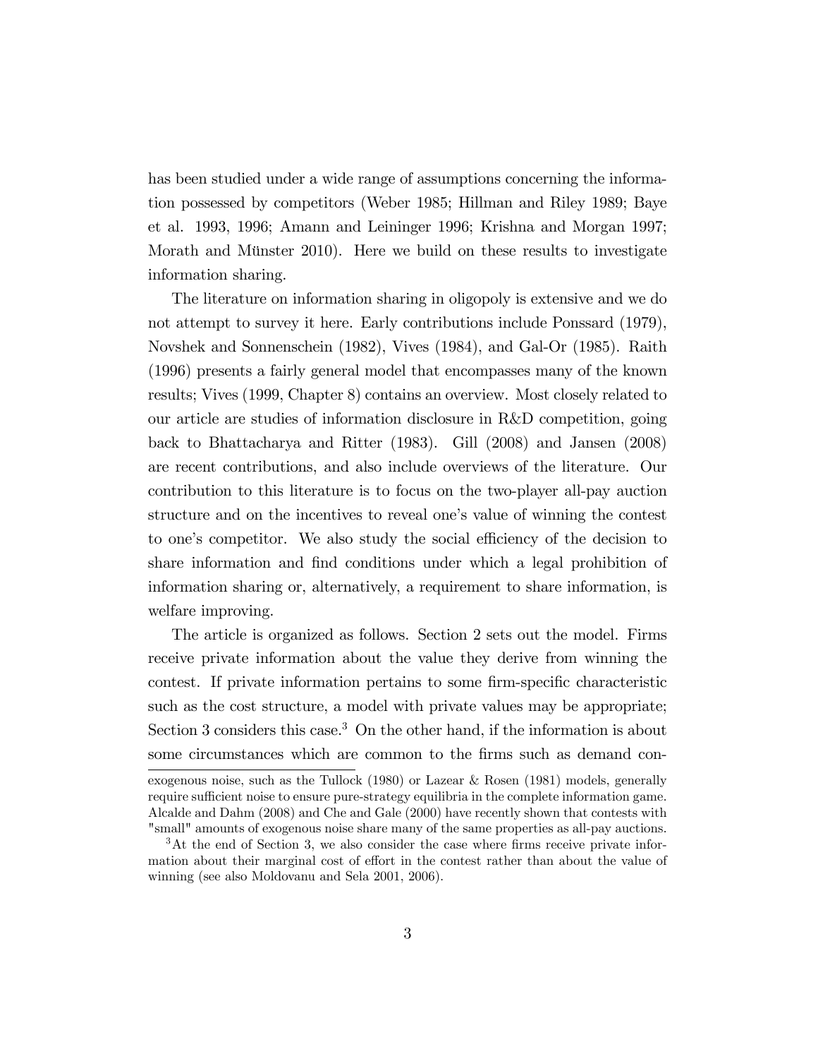has been studied under a wide range of assumptions concerning the information possessed by competitors (Weber 1985; Hillman and Riley 1989; Baye et al. 1993, 1996; Amann and Leininger 1996; Krishna and Morgan 1997; Morath and Münster 2010). Here we build on these results to investigate information sharing.

The literature on information sharing in oligopoly is extensive and we do not attempt to survey it here. Early contributions include Ponssard (1979), Novshek and Sonnenschein (1982), Vives (1984), and Gal-Or (1985). Raith (1996) presents a fairly general model that encompasses many of the known results; Vives (1999, Chapter 8) contains an overview. Most closely related to our article are studies of information disclosure in R&D competition, going back to Bhattacharya and Ritter (1983). Gill (2008) and Jansen (2008) are recent contributions, and also include overviews of the literature. Our contribution to this literature is to focus on the two-player all-pay auction structure and on the incentives to reveal one's value of winning the contest to one's competitor. We also study the social efficiency of the decision to share information and find conditions under which a legal prohibition of information sharing or, alternatively, a requirement to share information, is welfare improving.

The article is organized as follows. Section 2 sets out the model. Firms receive private information about the value they derive from winning the contest. If private information pertains to some firm-specific characteristic such as the cost structure, a model with private values may be appropriate; Section 3 considers this case.[3] On the other hand, if the information is about some circumstances which are common to the firms such as demand con-

exogenous noise, such as the Tullock (1980) or Lazear & Rosen (1981) models, generally require sufficient noise to ensure pure-strategy equilibria in the complete information game. Alcalde and Dahm (2008) and Che and Gale (2000) have recently shown that contests with "small" amounts of exogenous noise share many of the same properties as all-pay auctions.

[3] At the end of Section 3, we also consider the case where firms receive private information about their marginal cost of effort in the contest rather than about the value of winning (see also Moldovanu and Sela 2001, 2006).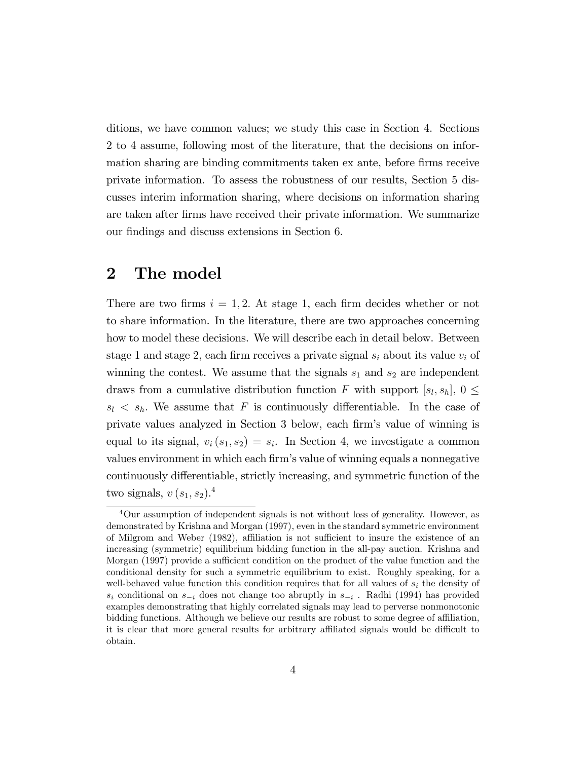ditions, we have common values; we study this case in Section 4. Sections 2 to 4 assume, following most of the literature, that the decisions on information sharing are binding commitments taken ex ante, before firms receive private information. To assess the robustness of our results, Section 5 discusses interim information sharing, where decisions on information sharing are taken after firms have received their private information. We summarize our findings and discuss extensions in Section 6.

## 2 The model

There are two firms $i = 1, 2$. At stage 1, each firm decides whether or not to share information. In the literature, there are two approaches concerning how to model these decisions. We will describe each in detail below. Between stage 1 and stage 2, each firm receives a private signal $s_i$ about its value $v_i$ of winning the contest. We assume that the signals $s_1$ and $s_2$ are independent draws from a cumulative distribution function $F$ with support $[s_l, s_h]$, $0 \leq s_l < s_h$. We assume that $F$ is continuously differentiable. In the case of private values analyzed in Section 3 below, each firm's value of winning is equal to its signal, $v_i(s_1, s_2) = s_i$. In Section 4, we investigate a common values environment in which each firm's value of winning equals a nonnegative continuously differentiable, strictly increasing, and symmetric function of the two signals, $v(s_1, s_2)$.[4]

[4] Our assumption of independent signals is not without loss of generality. However, as demonstrated by Krishna and Morgan (1997), even in the standard symmetric environment of Milgrom and Weber (1982), affiliation is not sufficient to insure the existence of an increasing (symmetric) equilibrium bidding function in the all-pay auction. Krishna and Morgan (1997) provide a sufficient condition on the product of the value function and the conditional density for such a symmetric equilibrium to exist. Roughly speaking, for a well-behaved value function this condition requires that for all values of $s_i$ the density of $s_i$ conditional on $s_{-i}$ does not change too abruptly in $s_{-i}$. Radhi (1994) has provided examples demonstrating that highly correlated signals may lead to perverse nonmonotonic bidding functions. Although we believe our results are robust to some degree of affiliation, it is clear that more general results for arbitrary affiliated signals would be difficult to obtain.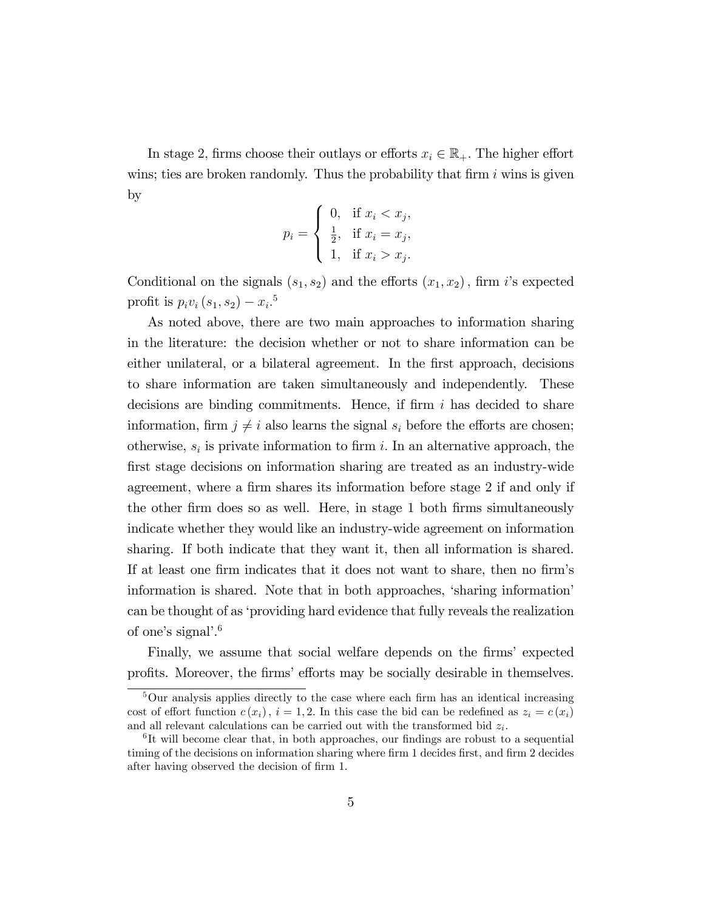In stage 2, firms choose their outlays or efforts $x_i \in \mathbb{R}_+$. The higher effort wins; ties are broken randomly. Thus the probability that firm $i$ wins is given by

$$p_i = \begin{cases} 0, & \text{if } x_i < x_j, \\ \frac{1}{2}, & \text{if } x_i = x_j, \\ 1, & \text{if } x_i > x_j. \end{cases}$$

Conditional on the signals $(s_1, s_2)$ and the efforts $(x_1, x_2)$, firm $i$'s expected profit is $p_i v_i (s_1, s_2) - x_i$.[5]

As noted above, there are two main approaches to information sharing in the literature: the decision whether or not to share information can be either unilateral, or a bilateral agreement. In the first approach, decisions to share information are taken simultaneously and independently. These decisions are binding commitments. Hence, if firm $i$ has decided to share information, firm $j \neq i$ also learns the signal $s_i$ before the efforts are chosen; otherwise, $s_i$ is private information to firm $i$. In an alternative approach, the first stage decisions on information sharing are treated as an industry-wide agreement, where a firm shares its information before stage 2 if and only if the other firm does so as well. Here, in stage 1 both firms simultaneously indicate whether they would like an industry-wide agreement on information sharing. If both indicate that they want it, then all information is shared. If at least one firm indicates that it does not want to share, then no firm's information is shared. Note that in both approaches, 'sharing information' can be thought of as 'providing hard evidence that fully reveals the realization of one's signal'.[6]

Finally, we assume that social welfare depends on the firms' expected profits. Moreover, the firms' efforts may be socially desirable in themselves.

---

[5] Our analysis applies directly to the case where each firm has an identical increasing cost of effort function $c(x_i)$, $i = 1, 2$. In this case the bid can be redefined as $z_i = c(x_i)$ and all relevant calculations can be carried out with the transformed bid $z_i$.

[6] It will become clear that, in both approaches, our findings are robust to a sequential timing of the decisions on information sharing where firm 1 decides first, and firm 2 decides after having observed the decision of firm 1.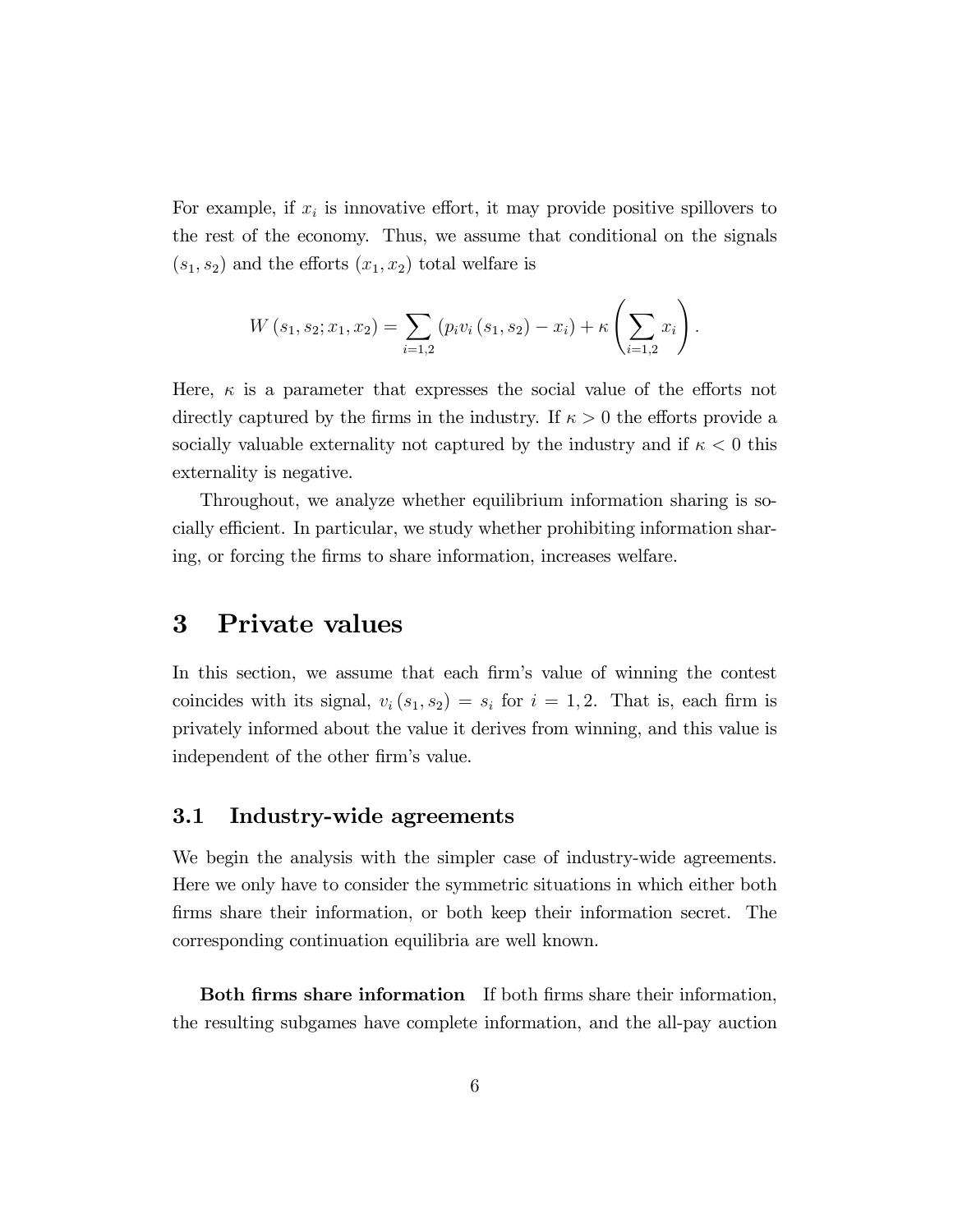For example, if $x_i$ is innovative effort, it may provide positive spillovers to the rest of the economy. Thus, we assume that conditional on the signals $(s_1, s_2)$ and the efforts $(x_1, x_2)$ total welfare is

$$W(s_1, s_2; x_1, x_2) = \sum_{i=1,2} (p_i v_i (s_1, s_2) - x_i) + \kappa \left( \sum_{i=1,2} x_i \right).$$

Here, $\kappa$ is a parameter that expresses the social value of the efforts not directly captured by the firms in the industry. If $\kappa > 0$ the efforts provide a socially valuable externality not captured by the industry and if $\kappa < 0$ this externality is negative.

Throughout, we analyze whether equilibrium information sharing is socially efficient. In particular, we study whether prohibiting information sharing, or forcing the firms to share information, increases welfare.

# 3 Private values

In this section, we assume that each firm's value of winning the contest coincides with its signal, $v_i(s_1, s_2) = s_i$ for $i = 1, 2$. That is, each firm is privately informed about the value it derives from winning, and this value is independent of the other firm's value.

## 3.1 Industry-wide agreements

We begin the analysis with the simpler case of industry-wide agreements. Here we only have to consider the symmetric situations in which either both firms share their information, or both keep their information secret. The corresponding continuation equilibria are well known.

**Both firms share information** If both firms share their information, the resulting subgames have complete information, and the all-pay auction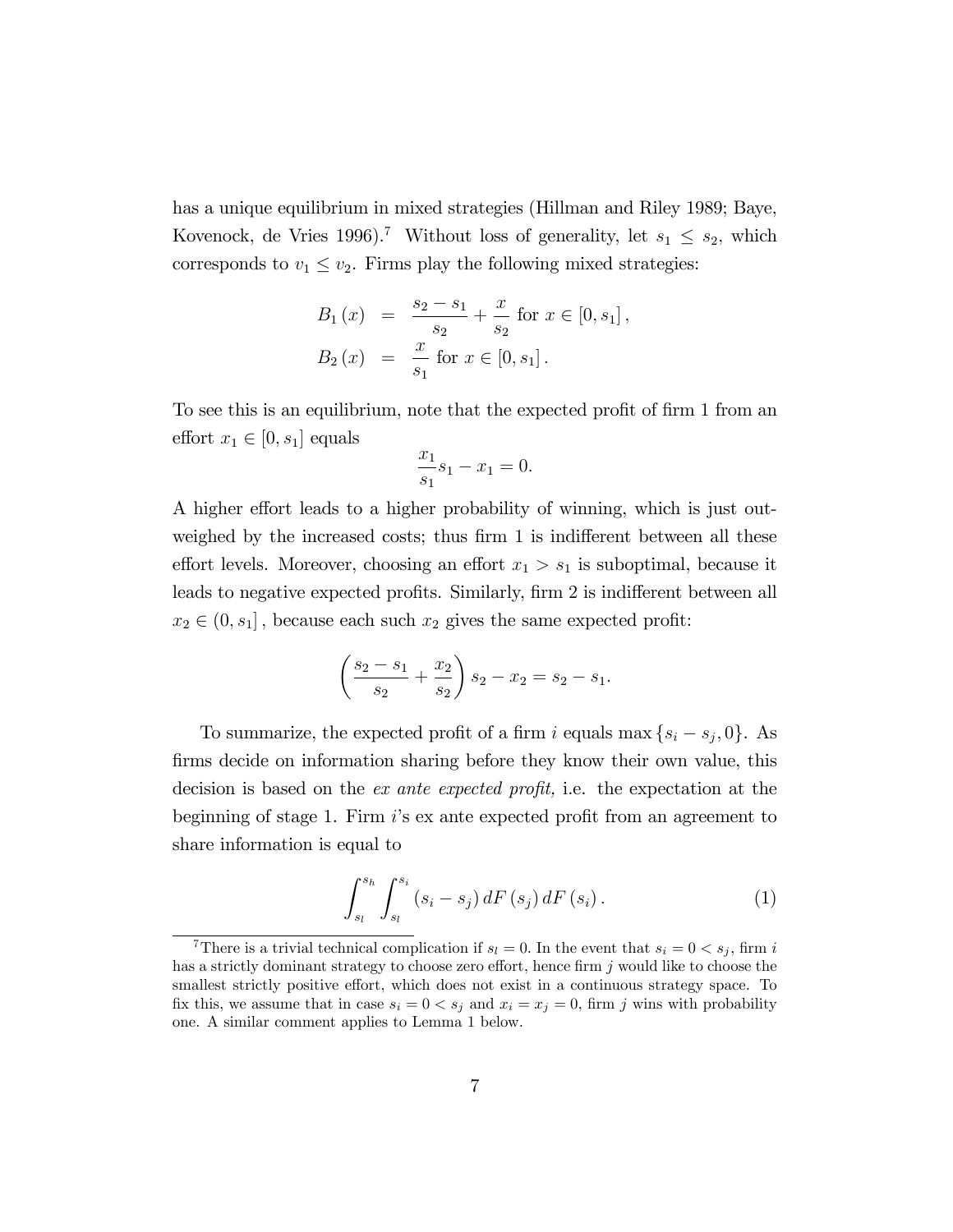has a unique equilibrium in mixed strategies (Hillman and Riley 1989; Baye, Kovenock, de Vries 1996).[7] Without loss of generality, let $s_1 \leq s_2$, which corresponds to $v_1 \leq v_2$. Firms play the following mixed strategies:

$$
\begin{aligned}
B_1(x) &= \frac{s_2 - s_1}{s_2} + \frac{x}{s_2} \text{ for } x \in [0, s_1], \\
B_2(x) &= \frac{x}{s_1} \text{ for } x \in [0, s_1].
\end{aligned}
$$

To see this is an equilibrium, note that the expected profit of firm 1 from an effort $x_1 \in [0, s_1]$ equals

$$
\frac{x_1}{s_1} s_1 - x_1 = 0.
$$

A higher effort leads to a higher probability of winning, which is just outweighed by the increased costs; thus firm 1 is indifferent between all these effort levels. Moreover, choosing an effort $x_1 > s_1$ is suboptimal, because it leads to negative expected profits. Similarly, firm 2 is indifferent between all $x_2 \in (0, s_1]$, because each such $x_2$ gives the same expected profit:

$$
\left( \frac{s_2 - s_1}{s_2} + \frac{x_2}{s_2} \right) s_2 - x_2 = s_2 - s_1.
$$

To summarize, the expected profit of a firm $i$ equals $\max\{s_i - s_j, 0\}$. As firms decide on information sharing before they know their own value, this decision is based on the *ex ante expected profit,* i.e. the expectation at the beginning of stage 1. Firm $i$'s ex ante expected profit from an agreement to share information is equal to

$$
\int_{s_l}^{s_h} \int_{s_l}^{s_i} (s_i - s_j) \, dF(s_j) \, dF(s_i). \tag{1}
$$

---

[7] There is a trivial technical complication if $s_l = 0$. In the event that $s_i = 0 < s_j$, firm $i$ has a strictly dominant strategy to choose zero effort, hence firm $j$ would like to choose the smallest strictly positive effort, which does not exist in a continuous strategy space. To fix this, we assume that in case $s_i = 0 < s_j$ and $x_i = x_j = 0$, firm $j$ wins with probability one. A similar comment applies to Lemma 1 below.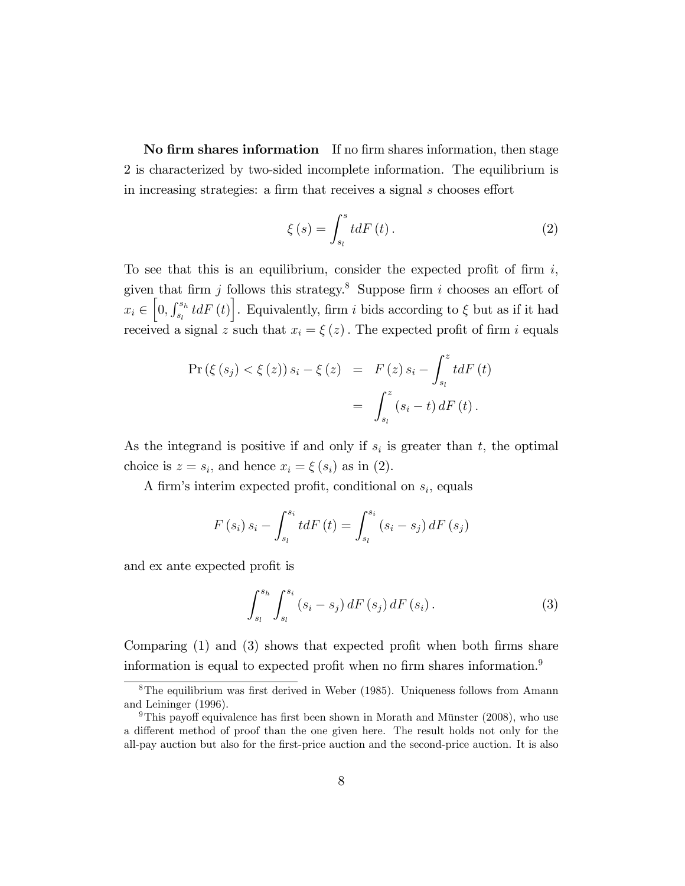**No firm shares information** If no firm shares information, then stage 2 is characterized by two-sided incomplete information. The equilibrium is in increasing strategies: a firm that receives a signal $s$ chooses effort

$$\xi(s) = \int_{s_l}^{s} t dF(t). \tag{2}$$

To see that this is an equilibrium, consider the expected profit of firm $i$, given that firm $j$ follows this strategy.[8] Suppose firm $i$ chooses an effort of $x_i \in \left[0, \int_{s_l}^{s_h} t dF(t)\right]$. Equivalently, firm $i$ bids according to $\xi$ but as if it had received a signal $z$ such that $x_i = \xi(z)$. The expected profit of firm $i$ equals

$$\begin{aligned} \Pr(\xi(s_j) < \xi(z)) s_i - \xi(z) &= F(z) s_i - \int_{s_l}^{z} t dF(t) \\ &= \int_{s_l}^{z} (s_i - t) dF(t). \end{aligned}$$

As the integrand is positive if and only if $s_i$ is greater than $t$, the optimal choice is $z = s_i$, and hence $x_i = \xi(s_i)$ as in (2).

A firm's interim expected profit, conditional on $s_i$, equals

$$F(s_i) s_i - \int_{s_l}^{s_i} t dF(t) = \int_{s_l}^{s_i} (s_i - s_j) dF(s_j)$$

and ex ante expected profit is

$$\int_{s_l}^{s_h} \int_{s_l}^{s_i} (s_i - s_j) dF(s_j) dF(s_i). \tag{3}$$

Comparing (1) and (3) shows that expected profit when both firms share information is equal to expected profit when no firm shares information.[9]

[8] The equilibrium was first derived in Weber (1985). Uniqueness follows from Amann and Leininger (1996).

[9] This payoff equivalence has first been shown in Morath and Münster (2008), who use a different method of proof than the one given here. The result holds not only for the all-pay auction but also for the first-price auction and the second-price auction. It is also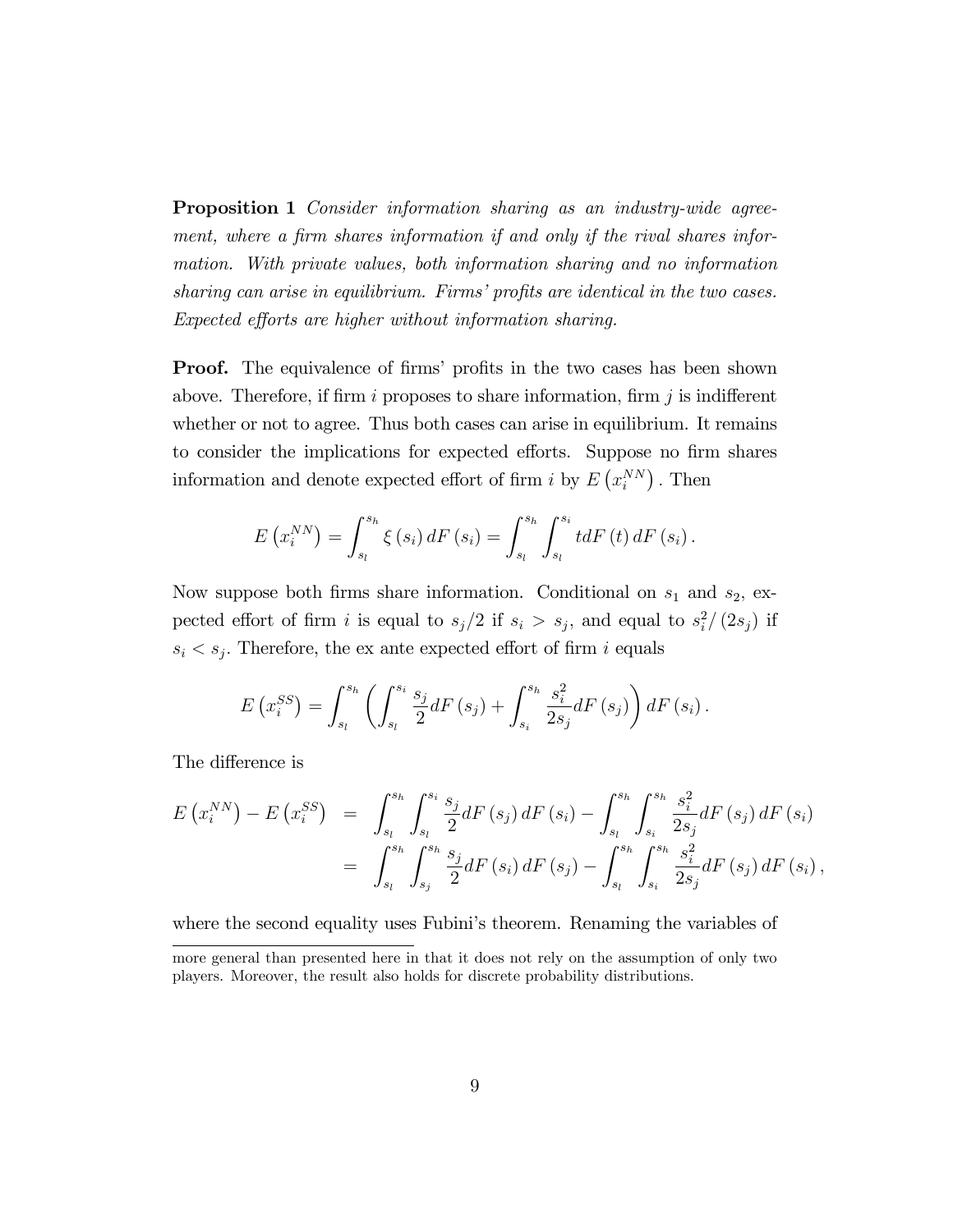**Proposition 1** *Consider information sharing as an industry-wide agreement, where a firm shares information if and only if the rival shares information. With private values, both information sharing and no information sharing can arise in equilibrium. Firms' profits are identical in the two cases. Expected efforts are higher without information sharing.*

**Proof.** The equivalence of firms' profits in the two cases has been shown above. Therefore, if firm $i$ proposes to share information, firm $j$ is indifferent whether or not to agree. Thus both cases can arise in equilibrium. It remains to consider the implications for expected efforts. Suppose no firm shares information and denote expected effort of firm $i$ by $E\left(x_i^{NN}\right)$. Then

$$E\left(x_i^{NN}\right) = \int_{s_l}^{s_h} \xi\left(s_i\right) dF\left(s_i\right) = \int_{s_l}^{s_h} \int_{s_l}^{s_i} t dF\left(t\right) dF\left(s_i\right).$$

Now suppose both firms share information. Conditional on $s_1$ and $s_2$, expected effort of firm $i$ is equal to $s_j/2$ if $s_i > s_j$, and equal to $s_i^2/\left(2s_j\right)$ if $s_i < s_j$. Therefore, the ex ante expected effort of firm $i$ equals

$$E\left(x_i^{SS}\right) = \int_{s_l}^{s_h} \left(\int_{s_l}^{s_i} \frac{s_j}{2} dF\left(s_j\right) + \int_{s_i}^{s_h} \frac{s_i^2}{2s_j} dF\left(s_j\right)\right) dF\left(s_i\right).$$

The difference is

$$\begin{aligned} E\left(x_i^{NN}\right) - E\left(x_i^{SS}\right) &= \int_{s_l}^{s_h} \int_{s_l}^{s_i} \frac{s_j}{2} dF\left(s_j\right) dF\left(s_i\right) - \int_{s_l}^{s_h} \int_{s_i}^{s_h} \frac{s_i^2}{2s_j} dF\left(s_j\right) dF\left(s_i\right) \\ &= \int_{s_l}^{s_h} \int_{s_j}^{s_h} \frac{s_j}{2} dF\left(s_i\right) dF\left(s_j\right) - \int_{s_l}^{s_h} \int_{s_i}^{s_h} \frac{s_i^2}{2s_j} dF\left(s_j\right) dF\left(s_i\right), \end{aligned}$$

where the second equality uses Fubini's theorem. Renaming the variables of

---

more general than presented here in that it does not rely on the assumption of only two players. Moreover, the result also holds for discrete probability distributions.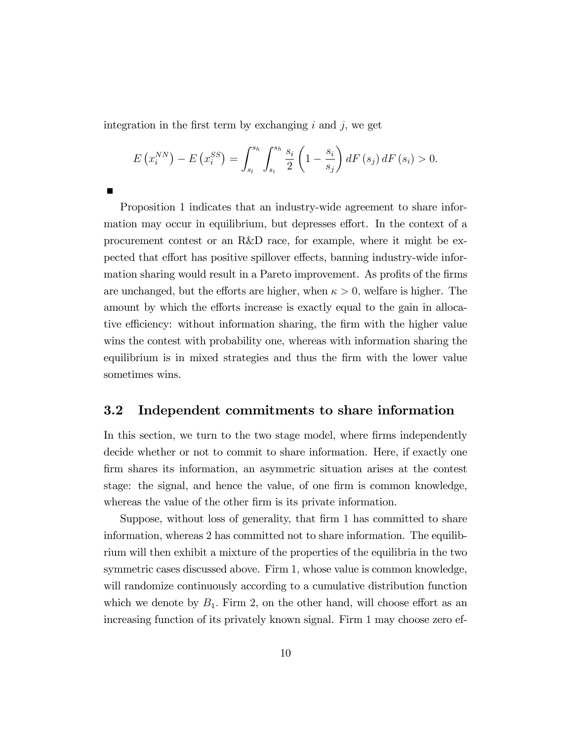integration in the first term by exchanging $i$ and $j$, we get

$$E\left(x_i^{NN}\right) - E\left(x_i^{SS}\right) = \int_{s_l}^{s_h} \int_{s_i}^{s_h} \frac{s_i}{2}\left(1 - \frac{s_i}{s_j}\right) dF\left(s_j\right) dF\left(s_i\right) > 0.$$

■

Proposition 1 indicates that an industry-wide agreement to share information may occur in equilibrium, but depresses effort. In the context of a procurement contest or an R&D race, for example, where it might be expected that effort has positive spillover effects, banning industry-wide information sharing would result in a Pareto improvement. As profits of the firms are unchanged, but the efforts are higher, when $\kappa > 0$, welfare is higher. The amount by which the efforts increase is exactly equal to the gain in allocative efficiency: without information sharing, the firm with the higher value wins the contest with probability one, whereas with information sharing the equilibrium is in mixed strategies and thus the firm with the lower value sometimes wins.

## 3.2 Independent commitments to share information

In this section, we turn to the two stage model, where firms independently decide whether or not to commit to share information. Here, if exactly one firm shares its information, an asymmetric situation arises at the contest stage: the signal, and hence the value, of one firm is common knowledge, whereas the value of the other firm is its private information.

Suppose, without loss of generality, that firm 1 has committed to share information, whereas 2 has committed not to share information. The equilibrium will then exhibit a mixture of the properties of the equilibria in the two symmetric cases discussed above. Firm 1, whose value is common knowledge, will randomize continuously according to a cumulative distribution function which we denote by $B_1$. Firm 2, on the other hand, will choose effort as an increasing function of its privately known signal. Firm 1 may choose zero ef-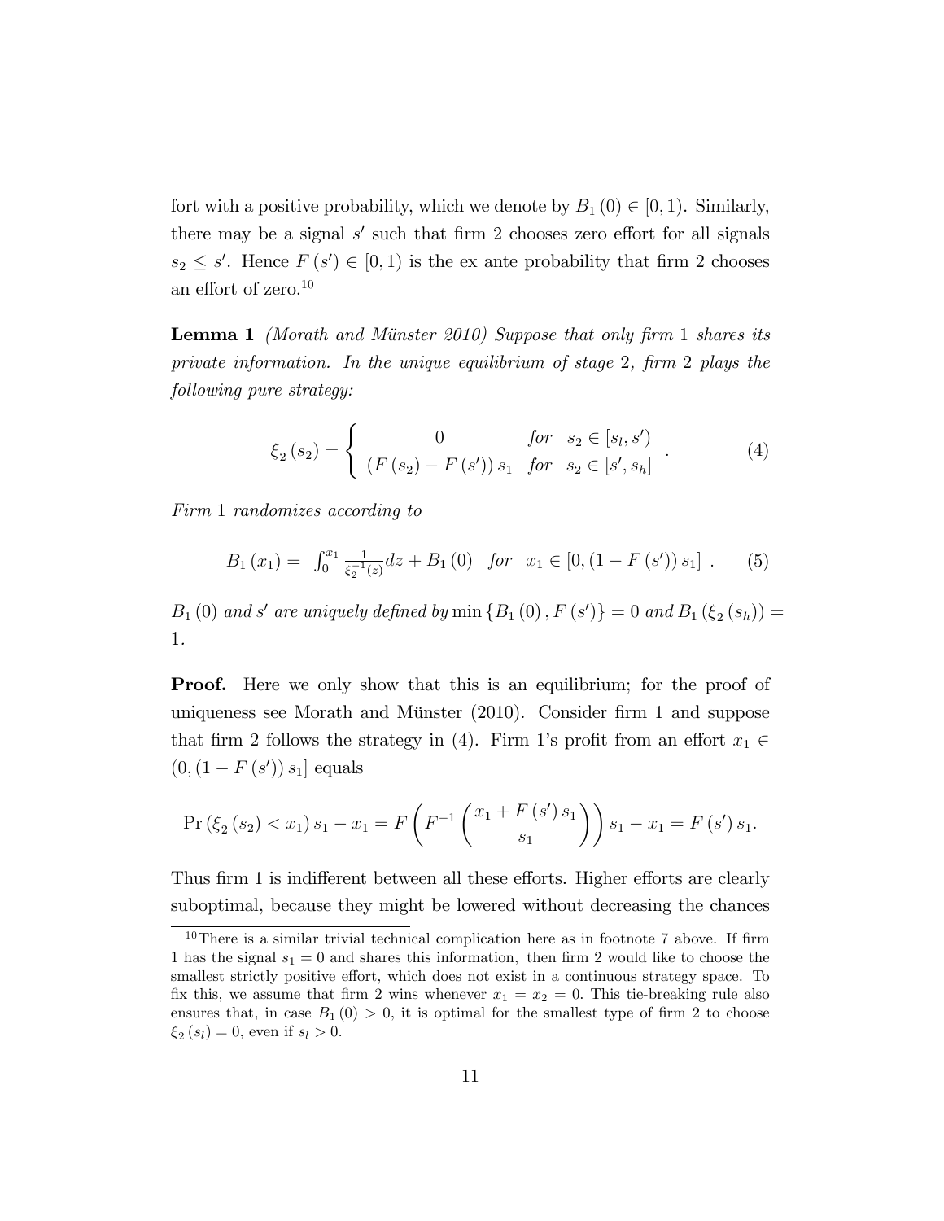fort with a positive probability, which we denote by $B_1(0) \in [0,1)$. Similarly, there may be a signal $s'$ such that firm 2 chooses zero effort for all signals $s_2 \leq s'$. Hence $F(s') \in [0,1)$ is the ex ante probability that firm 2 chooses an effort of zero.[10]

**Lemma 1** *(Morath and Münster 2010) Suppose that only firm* 1 *shares its private information. In the unique equilibrium of stage* 2*, firm* 2 *plays the following pure strategy:*

$$\xi_2(s_2) = \begin{cases} 0 & \text{for} \quad s_2 \in [s_l, s') \\ (F(s_2) - F(s'))\, s_1 & \text{for} \quad s_2 \in [s', s_h] \end{cases} . \tag{4}$$

*Firm* 1 *randomizes according to*

$$B_1(x_1) = \int_0^{x_1} \frac{1}{\xi_2^{-1}(z)} dz + B_1(0) \quad \text{for} \quad x_1 \in [0, (1 - F(s'))\, s_1] . \tag{5}$$

$B_1(0)$ *and* $s'$ *are uniquely defined by* $\min\{B_1(0), F(s')\} = 0$ *and* $B_1(\xi_2(s_h)) = 1$.

**Proof.** Here we only show that this is an equilibrium; for the proof of uniqueness see Morath and Münster (2010). Consider firm 1 and suppose that firm 2 follows the strategy in (4). Firm 1's profit from an effort $x_1 \in (0, (1 - F(s'))\, s_1]$ equals

$$\Pr(\xi_2(s_2) < x_1)\, s_1 - x_1 = F\left(F^{-1}\left(\frac{x_1 + F(s')\, s_1}{s_1}\right)\right) s_1 - x_1 = F(s')\, s_1.$$

Thus firm 1 is indifferent between all these efforts. Higher efforts are clearly suboptimal, because they might be lowered without decreasing the chances

[10] There is a similar trivial technical complication here as in footnote 7 above. If firm 1 has the signal $s_1 = 0$ and shares this information, then firm 2 would like to choose the smallest strictly positive effort, which does not exist in a continuous strategy space. To fix this, we assume that firm 2 wins whenever $x_1 = x_2 = 0$. This tie-breaking rule also ensures that, in case $B_1(0) > 0$, it is optimal for the smallest type of firm 2 to choose $\xi_2(s_l) = 0$, even if $s_l > 0$.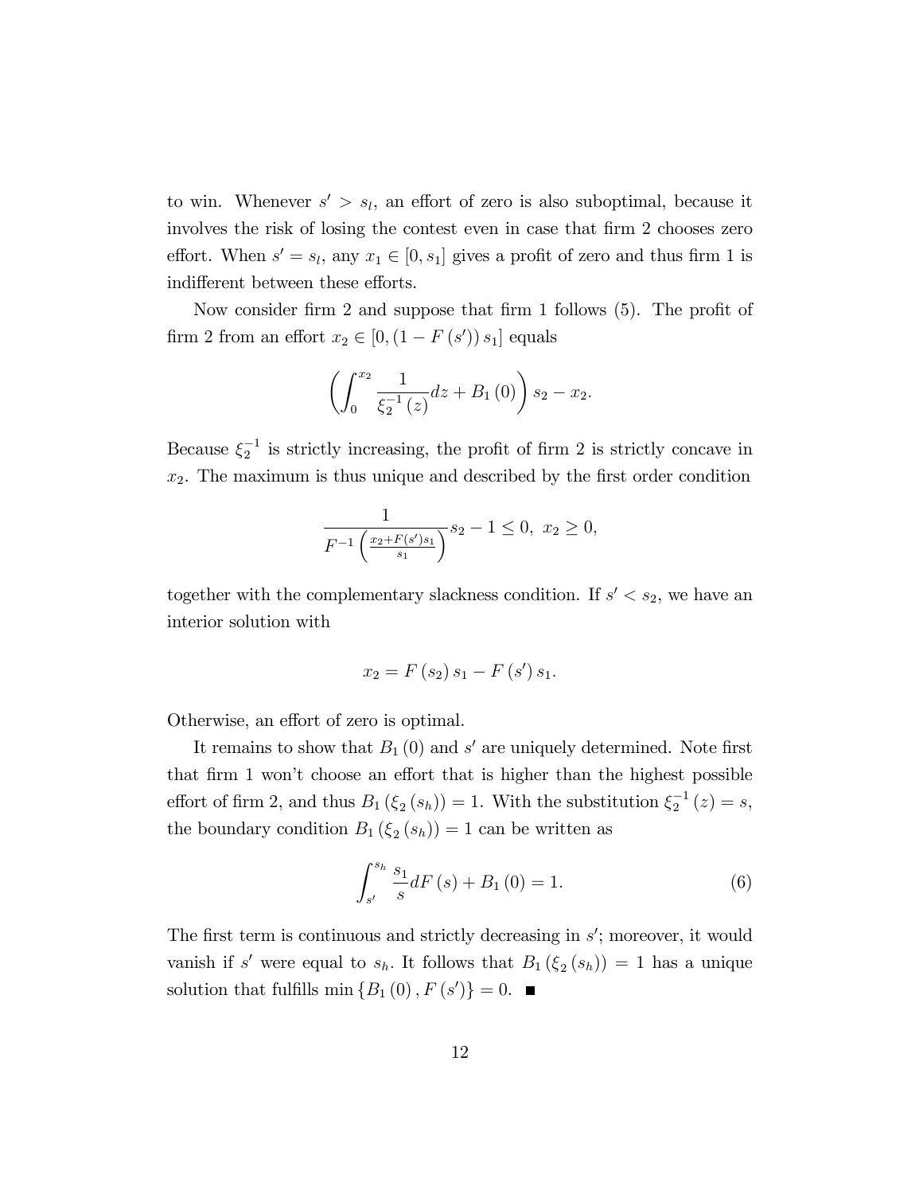to win. Whenever $s' > s_l$, an effort of zero is also suboptimal, because it involves the risk of losing the contest even in case that firm 2 chooses zero effort. When $s' = s_l$, any $x_1 \in [0, s_1]$ gives a profit of zero and thus firm 1 is indifferent between these efforts.

Now consider firm 2 and suppose that firm 1 follows (5). The profit of firm 2 from an effort $x_2 \in [0, (1 - F(s')) s_1]$ equals

$$\left( \int_0^{x_2} \frac{1}{\xi_2^{-1}(z)} dz + B_1(0) \right) s_2 - x_2.$$

Because $\xi_2^{-1}$ is strictly increasing, the profit of firm 2 is strictly concave in $x_2$. The maximum is thus unique and described by the first order condition

$$\frac{1}{F^{-1}\left(\frac{x_2 + F(s')s_1}{s_1}\right)} s_2 - 1 \leq 0, \ x_2 \geq 0,$$

together with the complementary slackness condition. If $s' < s_2$, we have an interior solution with

$$x_2 = F(s_2) s_1 - F(s') s_1.$$

Otherwise, an effort of zero is optimal.

It remains to show that $B_1(0)$ and $s'$ are uniquely determined. Note first that firm 1 won't choose an effort that is higher than the highest possible effort of firm 2, and thus $B_1(\xi_2(s_h)) = 1$. With the substitution $\xi_2^{-1}(z) = s$, the boundary condition $B_1(\xi_2(s_h)) = 1$ can be written as

$$\int_{s'}^{s_h} \frac{s_1}{s} dF(s) + B_1(0) = 1. \tag{6}$$

The first term is continuous and strictly decreasing in $s'$; moreover, it would vanish if $s'$ were equal to $s_h$. It follows that $B_1(\xi_2(s_h)) = 1$ has a unique solution that fulfills $\min\{B_1(0), F(s')\} = 0$. ■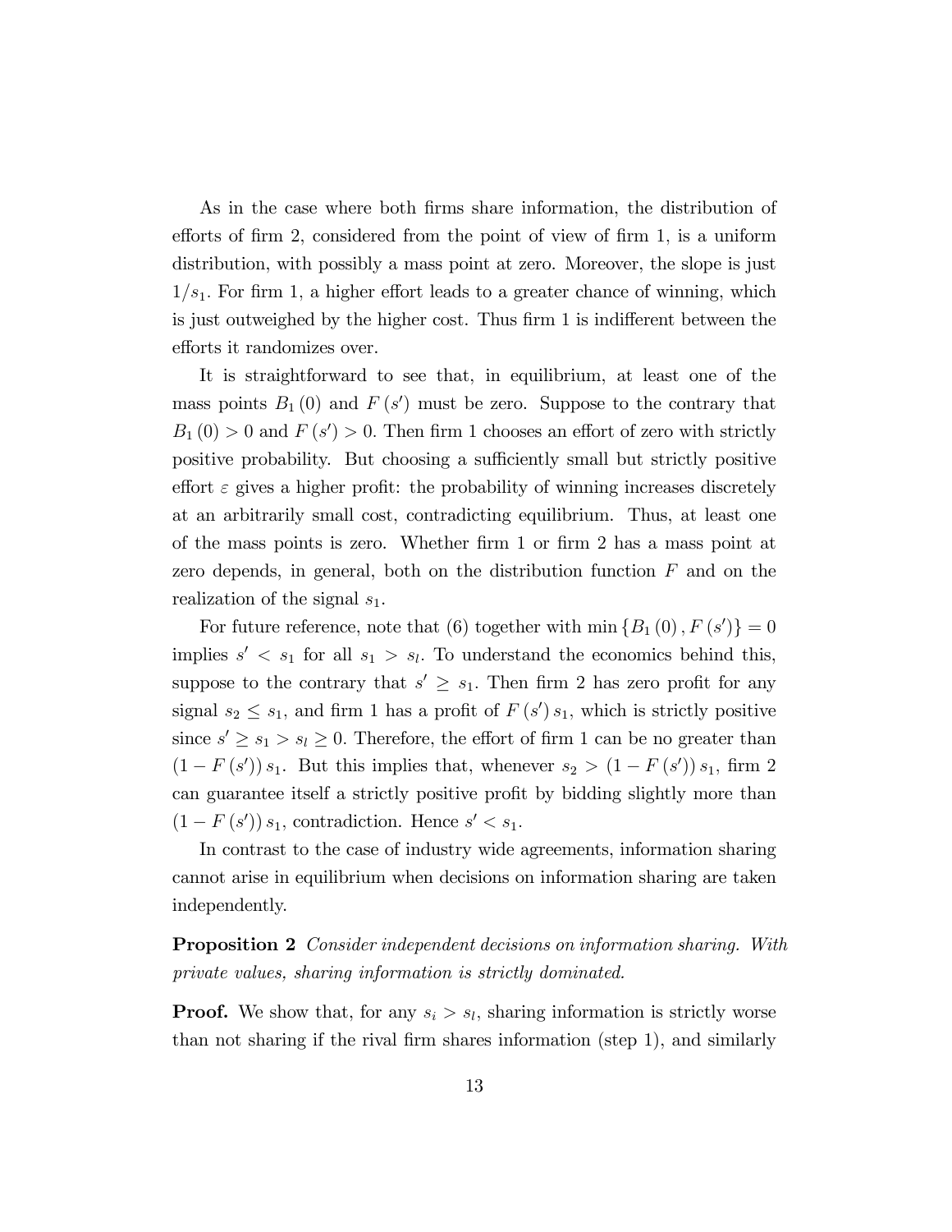As in the case where both firms share information, the distribution of efforts of firm 2, considered from the point of view of firm 1, is a uniform distribution, with possibly a mass point at zero. Moreover, the slope is just $1/s_1$. For firm 1, a higher effort leads to a greater chance of winning, which is just outweighed by the higher cost. Thus firm 1 is indifferent between the efforts it randomizes over.

It is straightforward to see that, in equilibrium, at least one of the mass points $B_1(0)$ and $F(s')$ must be zero. Suppose to the contrary that $B_1(0) > 0$ and $F(s') > 0$. Then firm 1 chooses an effort of zero with strictly positive probability. But choosing a sufficiently small but strictly positive effort $\varepsilon$ gives a higher profit: the probability of winning increases discretely at an arbitrarily small cost, contradicting equilibrium. Thus, at least one of the mass points is zero. Whether firm 1 or firm 2 has a mass point at zero depends, in general, both on the distribution function $F$ and on the realization of the signal $s_1$.

For future reference, note that (6) together with $\min\{B_1(0), F(s')\} = 0$ implies $s' < s_1$ for all $s_1 > s_l$. To understand the economics behind this, suppose to the contrary that $s' \geq s_1$. Then firm 2 has zero profit for any signal $s_2 \leq s_1$, and firm 1 has a profit of $F(s')\,s_1$, which is strictly positive since $s' \geq s_1 > s_l \geq 0$. Therefore, the effort of firm 1 can be no greater than $(1 - F(s'))\,s_1$. But this implies that, whenever $s_2 > (1 - F(s'))\,s_1$, firm 2 can guarantee itself a strictly positive profit by bidding slightly more than $(1 - F(s'))\,s_1$, contradiction. Hence $s' < s_1$.

In contrast to the case of industry wide agreements, information sharing cannot arise in equilibrium when decisions on information sharing are taken independently.

**Proposition 2** *Consider independent decisions on information sharing. With private values, sharing information is strictly dominated.*

**Proof.** We show that, for any $s_i > s_l$, sharing information is strictly worse than not sharing if the rival firm shares information (step 1), and similarly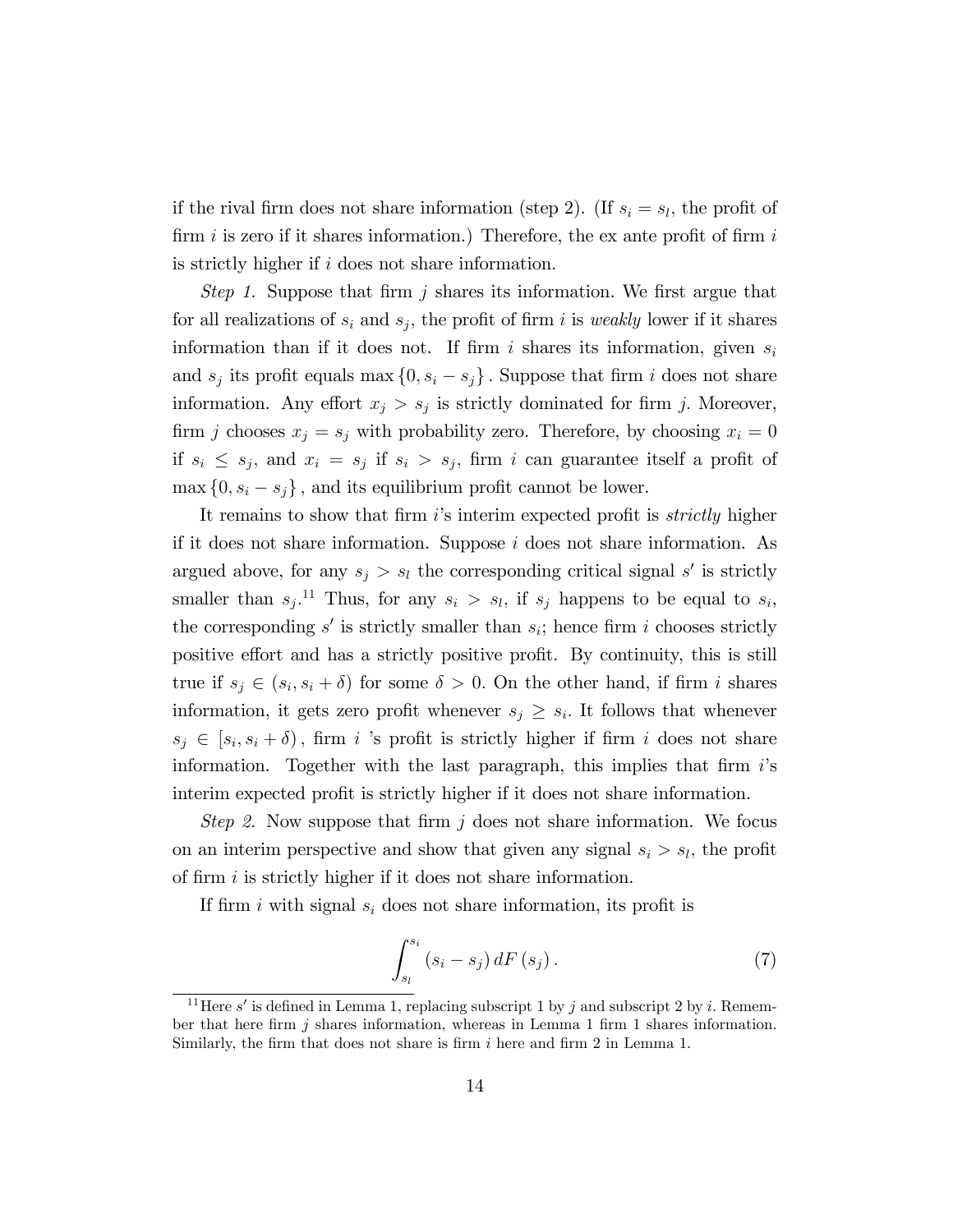if the rival firm does not share information (step 2). (If $s_i = s_l$, the profit of firm $i$ is zero if it shares information.) Therefore, the ex ante profit of firm $i$ is strictly higher if $i$ does not share information.

*Step 1.* Suppose that firm $j$ shares its information. We first argue that for all realizations of $s_i$ and $s_j$, the profit of firm $i$ is *weakly* lower if it shares information than if it does not. If firm $i$ shares its information, given $s_i$ and $s_j$ its profit equals $\max\{0, s_i - s_j\}$. Suppose that firm $i$ does not share information. Any effort $x_j > s_j$ is strictly dominated for firm $j$. Moreover, firm $j$ chooses $x_j = s_j$ with probability zero. Therefore, by choosing $x_i = 0$ if $s_i \leq s_j$, and $x_i = s_j$ if $s_i > s_j$, firm $i$ can guarantee itself a profit of $\max\{0, s_i - s_j\}$, and its equilibrium profit cannot be lower.

It remains to show that firm $i$'s interim expected profit is *strictly* higher if it does not share information. Suppose $i$ does not share information. As argued above, for any $s_j > s_l$ the corresponding critical signal $s'$ is strictly smaller than $s_j$.[11] Thus, for any $s_i > s_l$, if $s_j$ happens to be equal to $s_i$, the corresponding $s'$ is strictly smaller than $s_i$; hence firm $i$ chooses strictly positive effort and has a strictly positive profit. By continuity, this is still true if $s_j \in (s_i, s_i + \delta)$ for some $\delta > 0$. On the other hand, if firm $i$ shares information, it gets zero profit whenever $s_j \geq s_i$. It follows that whenever $s_j \in [s_i, s_i + \delta)$, firm $i$ 's profit is strictly higher if firm $i$ does not share information. Together with the last paragraph, this implies that firm $i$'s interim expected profit is strictly higher if it does not share information.

*Step 2.* Now suppose that firm $j$ does not share information. We focus on an interim perspective and show that given any signal $s_i > s_l$, the profit of firm $i$ is strictly higher if it does not share information.

If firm $i$ with signal $s_i$ does not share information, its profit is

$$\int_{s_l}^{s_i} (s_i - s_j)\, dF(s_j). \tag{7}$$

[11] Here $s'$ is defined in Lemma 1, replacing subscript 1 by $j$ and subscript 2 by $i$. Remember that here firm $j$ shares information, whereas in Lemma 1 firm 1 shares information. Similarly, the firm that does not share is firm $i$ here and firm 2 in Lemma 1.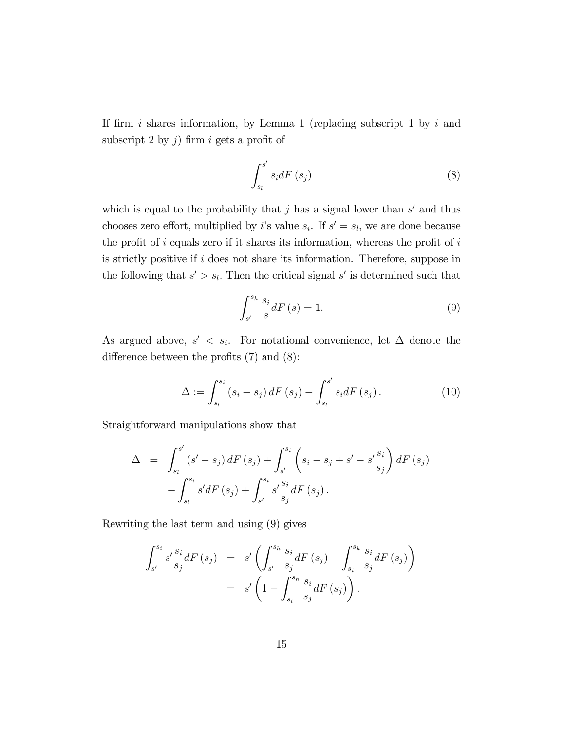If firm $i$ shares information, by Lemma 1 (replacing subscript 1 by $i$ and subscript 2 by $j$) firm $i$ gets a profit of

$$\int_{s_l}^{s'} s_i dF(s_j) \tag{8}$$

which is equal to the probability that $j$ has a signal lower than $s'$ and thus chooses zero effort, multiplied by $i$'s value $s_i$. If $s' = s_l$, we are done because the profit of $i$ equals zero if it shares its information, whereas the profit of $i$ is strictly positive if $i$ does not share its information. Therefore, suppose in the following that $s' > s_l$. Then the critical signal $s'$ is determined such that

$$\int_{s'}^{s_h} \frac{s_i}{s} dF(s) = 1. \tag{9}$$

As argued above, $s' < s_i$. For notational convenience, let $\Delta$ denote the difference between the profits (7) and (8):

$$\Delta := \int_{s_l}^{s_i} (s_i - s_j) dF(s_j) - \int_{s_l}^{s'} s_i dF(s_j). \tag{10}$$

Straightforward manipulations show that

$$\begin{aligned} \Delta &= \int_{s_l}^{s'} (s' - s_j) dF(s_j) + \int_{s'}^{s_i} \left( s_i - s_j + s' - s' \frac{s_i}{s_j} \right) dF(s_j) \\ &\quad - \int_{s_l}^{s_i} s' dF(s_j) + \int_{s'}^{s_i} s' \frac{s_i}{s_j} dF(s_j). \end{aligned}$$

Rewriting the last term and using (9) gives

$$\begin{aligned} \int_{s'}^{s_i} s' \frac{s_i}{s_j} dF(s_j) &= s' \left( \int_{s'}^{s_h} \frac{s_i}{s_j} dF(s_j) - \int_{s_i}^{s_h} \frac{s_i}{s_j} dF(s_j) \right) \\ &= s' \left( 1 - \int_{s_i}^{s_h} \frac{s_i}{s_j} dF(s_j) \right). \end{aligned}$$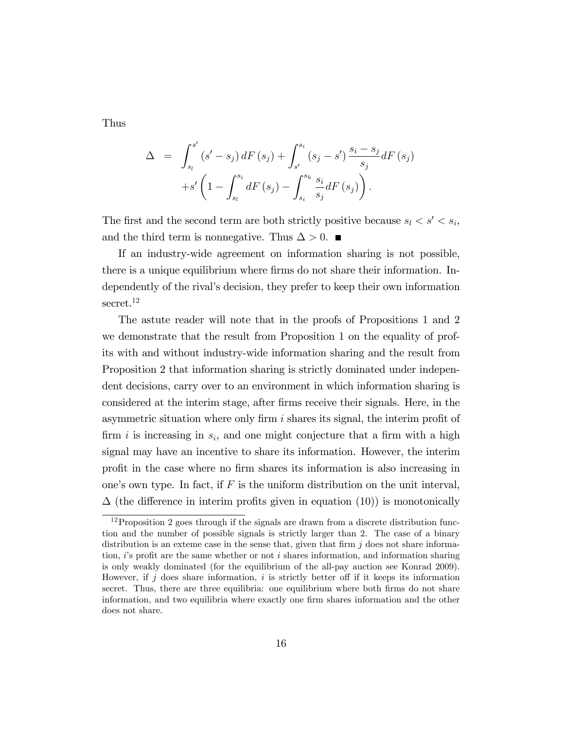Thus

$$\Delta = \int_{s_l}^{s'} (s' - s_j) \, dF(s_j) + \int_{s'}^{s_i} (s_j - s') \frac{s_i - s_j}{s_j} dF(s_j) + s' \left( 1 - \int_{s_l}^{s_i} dF(s_j) - \int_{s_i}^{s_h} \frac{s_i}{s_j} dF(s_j) \right).$$

The first and the second term are both strictly positive because $s_l < s' < s_i$, and the third term is nonnegative. Thus $\Delta > 0$. ■

If an industry-wide agreement on information sharing is not possible, there is a unique equilibrium where firms do not share their information. Independently of the rival's decision, they prefer to keep their own information secret.[12]

The astute reader will note that in the proofs of Propositions 1 and 2 we demonstrate that the result from Proposition 1 on the equality of profits with and without industry-wide information sharing and the result from Proposition 2 that information sharing is strictly dominated under independent decisions, carry over to an environment in which information sharing is considered at the interim stage, after firms receive their signals. Here, in the asymmetric situation where only firm $i$ shares its signal, the interim profit of firm $i$ is increasing in $s_i$, and one might conjecture that a firm with a high signal may have an incentive to share its information. However, the interim profit in the case where no firm shares its information is also increasing in one's own type. In fact, if $F$ is the uniform distribution on the unit interval, $\Delta$ (the difference in interim profits given in equation (10)) is monotonically

[12] Proposition 2 goes through if the signals are drawn from a discrete distribution function and the number of possible signals is strictly larger than 2. The case of a binary distribution is an exteme case in the sense that, given that firm $j$ does not share information, $i$'s profit are the same whether or not $i$ shares information, and information sharing is only weakly dominated (for the equilibrium of the all-pay auction see Konrad 2009). However, if $j$ does share information, $i$ is strictly better off if it keeps its information secret. Thus, there are three equilibria: one equilibrium where both firms do not share information, and two equilibria where exactly one firm shares information and the other does not share.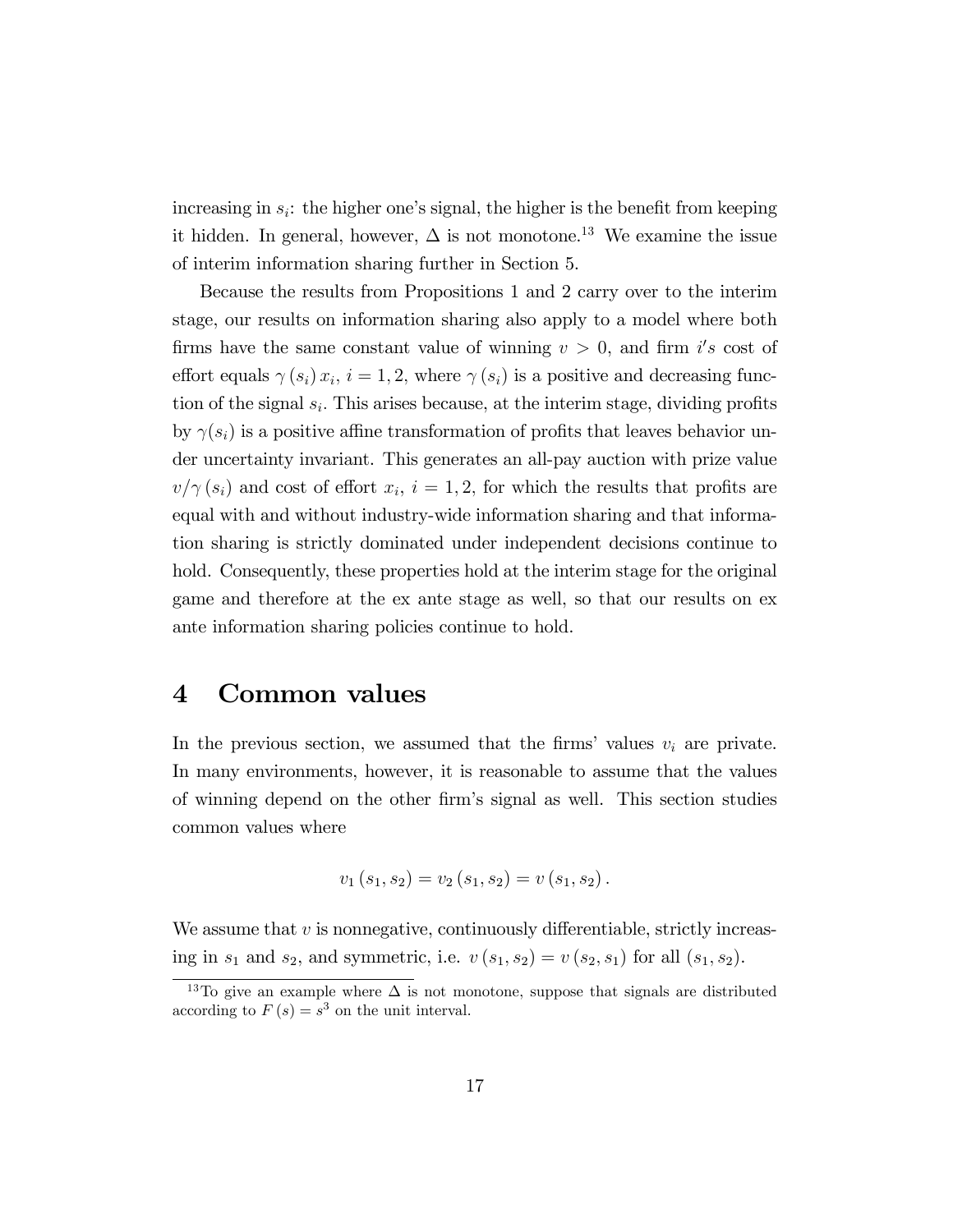increasing in $s_i$: the higher one's signal, the higher is the benefit from keeping it hidden. In general, however, $\Delta$ is not monotone.[13] We examine the issue of interim information sharing further in Section 5.

Because the results from Propositions 1 and 2 carry over to the interim stage, our results on information sharing also apply to a model where both firms have the same constant value of winning $v > 0$, and firm $i's$ cost of effort equals $\gamma(s_i) x_i$, $i = 1, 2$, where $\gamma(s_i)$ is a positive and decreasing function of the signal $s_i$. This arises because, at the interim stage, dividing profits by $\gamma(s_i)$ is a positive affine transformation of profits that leaves behavior under uncertainty invariant. This generates an all-pay auction with prize value $v/\gamma(s_i)$ and cost of effort $x_i$, $i = 1, 2$, for which the results that profits are equal with and without industry-wide information sharing and that information sharing is strictly dominated under independent decisions continue to hold. Consequently, these properties hold at the interim stage for the original game and therefore at the ex ante stage as well, so that our results on ex ante information sharing policies continue to hold.

# 4 Common values

In the previous section, we assumed that the firms' values $v_i$ are private. In many environments, however, it is reasonable to assume that the values of winning depend on the other firm's signal as well. This section studies common values where

$$v_1(s_1, s_2) = v_2(s_1, s_2) = v(s_1, s_2).$$

We assume that $v$ is nonnegative, continuously differentiable, strictly increasing in $s_1$ and $s_2$, and symmetric, i.e. $v(s_1, s_2) = v(s_2, s_1)$ for all $(s_1, s_2)$.

[13] To give an example where $\Delta$ is not monotone, suppose that signals are distributed according to $F(s) = s^3$ on the unit interval.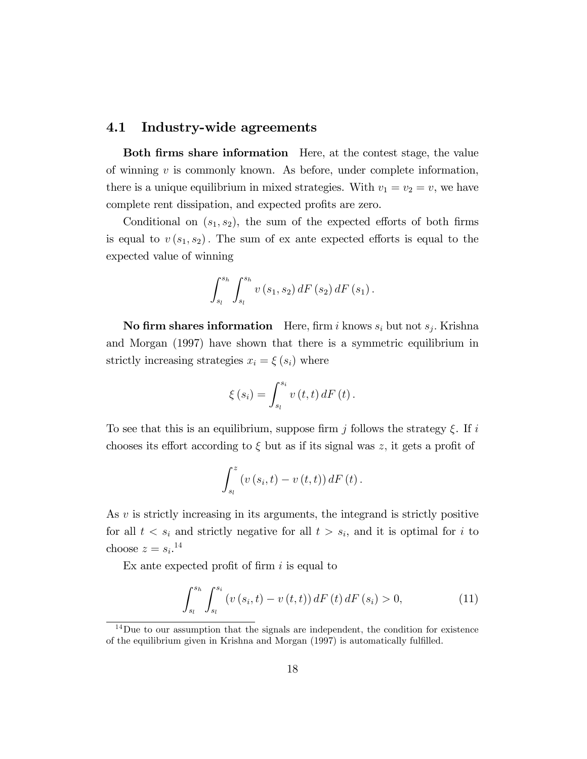### 4.1 Industry-wide agreements

**Both firms share information** Here, at the contest stage, the value of winning $v$ is commonly known. As before, under complete information, there is a unique equilibrium in mixed strategies. With $v_1 = v_2 = v$, we have complete rent dissipation, and expected profits are zero.

Conditional on $(s_1, s_2)$, the sum of the expected efforts of both firms is equal to $v(s_1, s_2)$. The sum of ex ante expected efforts is equal to the expected value of winning

$$\int_{s_l}^{s_h} \int_{s_l}^{s_h} v(s_1, s_2)\, dF(s_2)\, dF(s_1).$$

**No firm shares information** Here, firm $i$ knows $s_i$ but not $s_j$. Krishna and Morgan (1997) have shown that there is a symmetric equilibrium in strictly increasing strategies $x_i = \xi(s_i)$ where

$$\xi(s_i) = \int_{s_l}^{s_i} v(t, t)\, dF(t).$$

To see that this is an equilibrium, suppose firm $j$ follows the strategy $\xi$. If $i$ chooses its effort according to $\xi$ but as if its signal was $z$, it gets a profit of

$$\int_{s_l}^{z} (v(s_i, t) - v(t, t))\, dF(t).$$

As $v$ is strictly increasing in its arguments, the integrand is strictly positive for all $t < s_i$ and strictly negative for all $t > s_i$, and it is optimal for $i$ to choose $z = s_i$.[14]

Ex ante expected profit of firm $i$ is equal to

$$\int_{s_l}^{s_h} \int_{s_l}^{s_i} (v(s_i, t) - v(t, t))\, dF(t)\, dF(s_i) > 0, \tag{11}$$

[14] Due to our assumption that the signals are independent, the condition for existence of the equilibrium given in Krishna and Morgan (1997) is automatically fulfilled.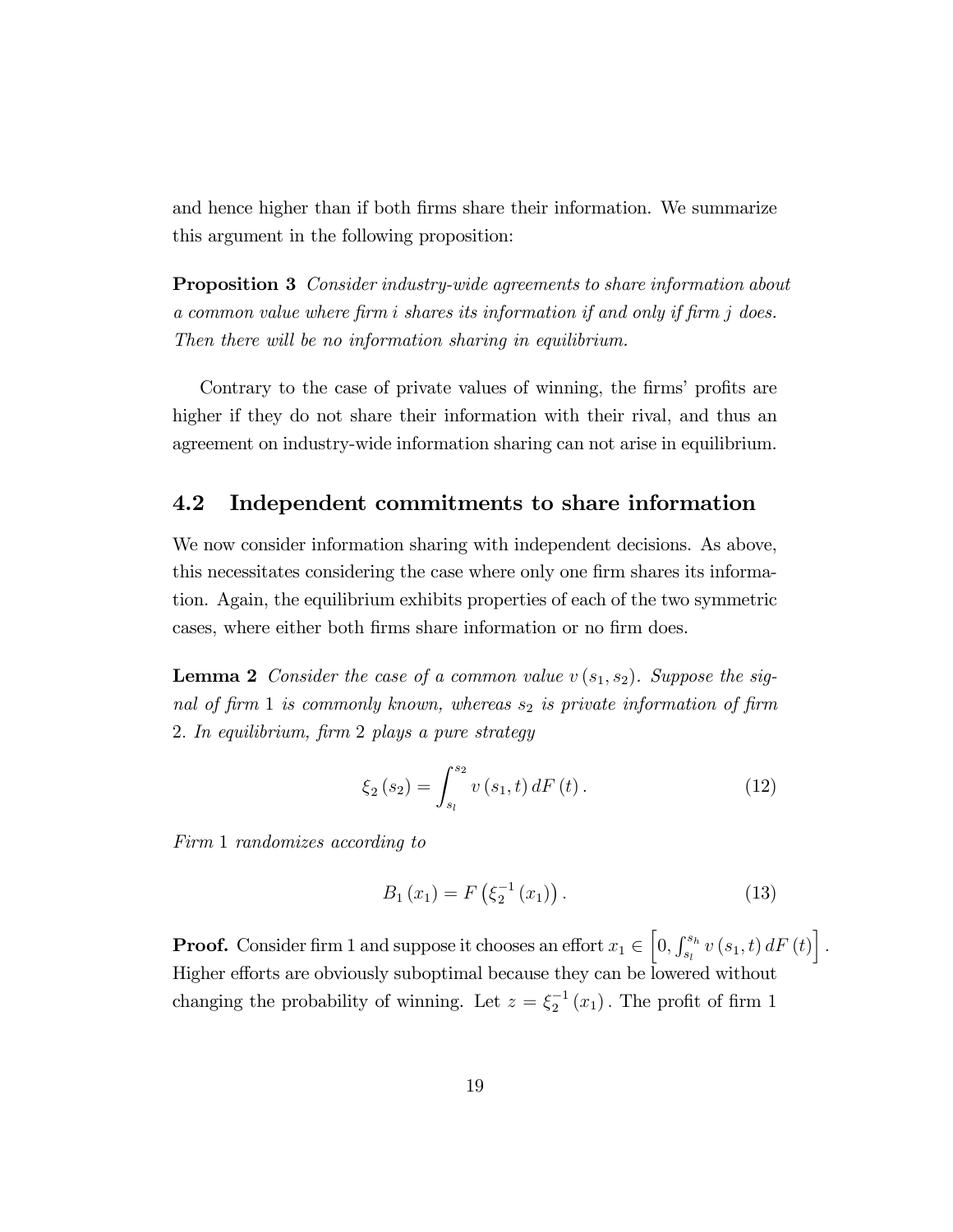and hence higher than if both firms share their information. We summarize this argument in the following proposition:

**Proposition 3** *Consider industry-wide agreements to share information about a common value where firm $i$ shares its information if and only if firm $j$ does. Then there will be no information sharing in equilibrium.*

Contrary to the case of private values of winning, the firms' profits are higher if they do not share their information with their rival, and thus an agreement on industry-wide information sharing can not arise in equilibrium.

## 4.2 Independent commitments to share information

We now consider information sharing with independent decisions. As above, this necessitates considering the case where only one firm shares its information. Again, the equilibrium exhibits properties of each of the two symmetric cases, where either both firms share information or no firm does.

**Lemma 2** *Consider the case of a common value $v(s_1, s_2)$. Suppose the signal of firm 1 is commonly known, whereas $s_2$ is private information of firm 2. In equilibrium, firm 2 plays a pure strategy*

$$\xi_2(s_2) = \int_{s_l}^{s_2} v(s_1, t)\, dF(t). \tag{12}$$

*Firm 1 randomizes according to*

$$B_1(x_1) = F\left(\xi_2^{-1}(x_1)\right). \tag{13}$$

**Proof.** Consider firm 1 and suppose it chooses an effort $x_1 \in \left[0, \int_{s_l}^{s_h} v(s_1, t)\, dF(t)\right]$. Higher efforts are obviously suboptimal because they can be lowered without changing the probability of winning. Let $z = \xi_2^{-1}(x_1)$. The profit of firm 1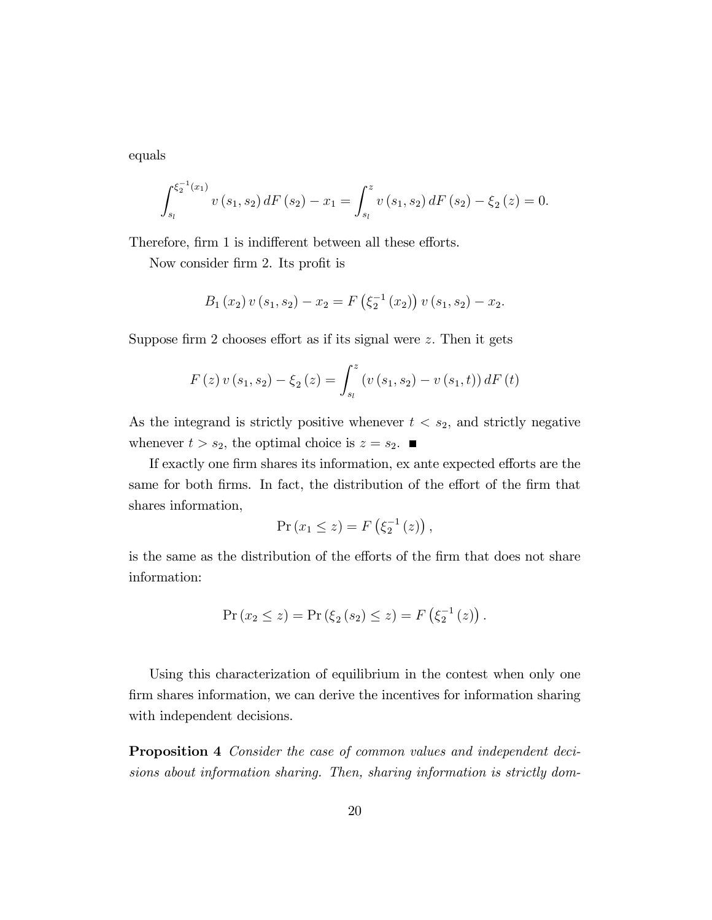equals

$$\int_{s_l}^{\xi_2^{-1}(x_1)} v(s_1, s_2)\, dF(s_2) - x_1 = \int_{s_l}^{z} v(s_1, s_2)\, dF(s_2) - \xi_2(z) = 0.$$

Therefore, firm 1 is indifferent between all these efforts.

Now consider firm 2. Its profit is

$$B_1(x_2)\, v(s_1, s_2) - x_2 = F\left(\xi_2^{-1}(x_2)\right) v(s_1, s_2) - x_2.$$

Suppose firm 2 chooses effort as if its signal were $z$. Then it gets

$$F(z)\, v(s_1, s_2) - \xi_2(z) = \int_{s_l}^{z} \left(v(s_1, s_2) - v(s_1, t)\right) dF(t)$$

As the integrand is strictly positive whenever $t < s_2$, and strictly negative whenever $t > s_2$, the optimal choice is $z = s_2$. ■

If exactly one firm shares its information, ex ante expected efforts are the same for both firms. In fact, the distribution of the effort of the firm that shares information,

$$\Pr(x_1 \leq z) = F\left(\xi_2^{-1}(z)\right),$$

is the same as the distribution of the efforts of the firm that does not share information:

$$\Pr(x_2 \leq z) = \Pr(\xi_2(s_2) \leq z) = F\left(\xi_2^{-1}(z)\right).$$

Using this characterization of equilibrium in the contest when only one firm shares information, we can derive the incentives for information sharing with independent decisions.

**Proposition 4** *Consider the case of common values and independent decisions about information sharing. Then, sharing information is strictly dom-*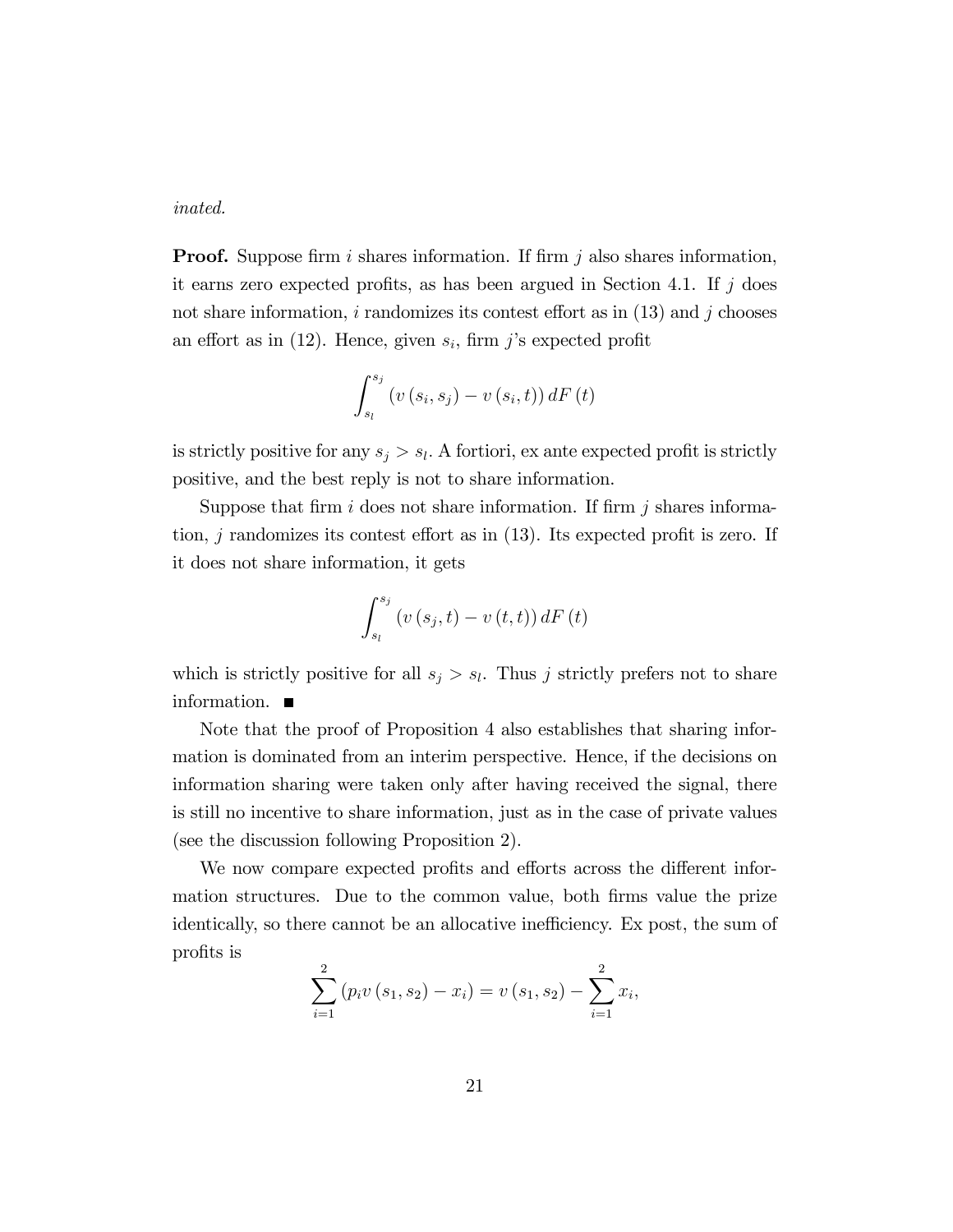*inated.*

**Proof.** Suppose firm $i$ shares information. If firm $j$ also shares information, it earns zero expected profits, as has been argued in Section 4.1. If $j$ does not share information, $i$ randomizes its contest effort as in (13) and $j$ chooses an effort as in (12). Hence, given $s_i$, firm $j$'s expected profit

$$\int_{s_l}^{s_j} \left(v\left(s_i, s_j\right) - v\left(s_i, t\right)\right) dF\left(t\right)$$

is strictly positive for any $s_j > s_l$. A fortiori, ex ante expected profit is strictly positive, and the best reply is not to share information.

Suppose that firm $i$ does not share information. If firm $j$ shares information, $j$ randomizes its contest effort as in (13). Its expected profit is zero. If it does not share information, it gets

$$\int_{s_l}^{s_j} \left(v\left(s_j, t\right) - v\left(t, t\right)\right) dF\left(t\right)$$

which is strictly positive for all $s_j > s_l$. Thus $j$ strictly prefers not to share information. ■

Note that the proof of Proposition 4 also establishes that sharing information is dominated from an interim perspective. Hence, if the decisions on information sharing were taken only after having received the signal, there is still no incentive to share information, just as in the case of private values (see the discussion following Proposition 2).

We now compare expected profits and efforts across the different information structures. Due to the common value, both firms value the prize identically, so there cannot be an allocative inefficiency. Ex post, the sum of profits is

$$\sum_{i=1}^{2} \left(p_i v\left(s_1, s_2\right) - x_i\right) = v\left(s_1, s_2\right) - \sum_{i=1}^{2} x_i,$$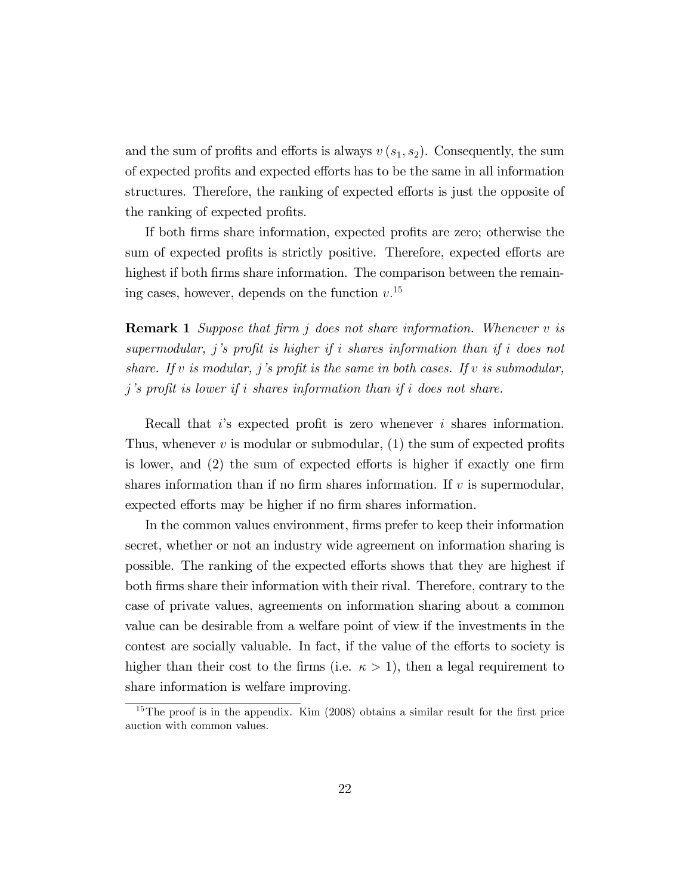and the sum of profits and efforts is always $v(s_1, s_2)$. Consequently, the sum of expected profits and expected efforts has to be the same in all information structures. Therefore, the ranking of expected efforts is just the opposite of the ranking of expected profits.

If both firms share information, expected profits are zero; otherwise the sum of expected profits is strictly positive. Therefore, expected efforts are highest if both firms share information. The comparison between the remaining cases, however, depends on the function $v$.[15]

**Remark 1** *Suppose that firm $j$ does not share information. Whenever $v$ is supermodular, $j$'s profit is higher if $i$ shares information than if $i$ does not share. If $v$ is modular, $j$'s profit is the same in both cases. If $v$ is submodular, $j$'s profit is lower if $i$ shares information than if $i$ does not share.*

Recall that $i$'s expected profit is zero whenever $i$ shares information. Thus, whenever $v$ is modular or submodular, (1) the sum of expected profits is lower, and (2) the sum of expected efforts is higher if exactly one firm shares information than if no firm shares information. If $v$ is supermodular, expected efforts may be higher if no firm shares information.

In the common values environment, firms prefer to keep their information secret, whether or not an industry wide agreement on information sharing is possible. The ranking of the expected efforts shows that they are highest if both firms share their information with their rival. Therefore, contrary to the case of private values, agreements on information sharing about a common value can be desirable from a welfare point of view if the investments in the contest are socially valuable. In fact, if the value of the efforts to society is higher than their cost to the firms (i.e. $\kappa > 1$), then a legal requirement to share information is welfare improving.

[15] The proof is in the appendix. Kim (2008) obtains a similar result for the first price auction with common values.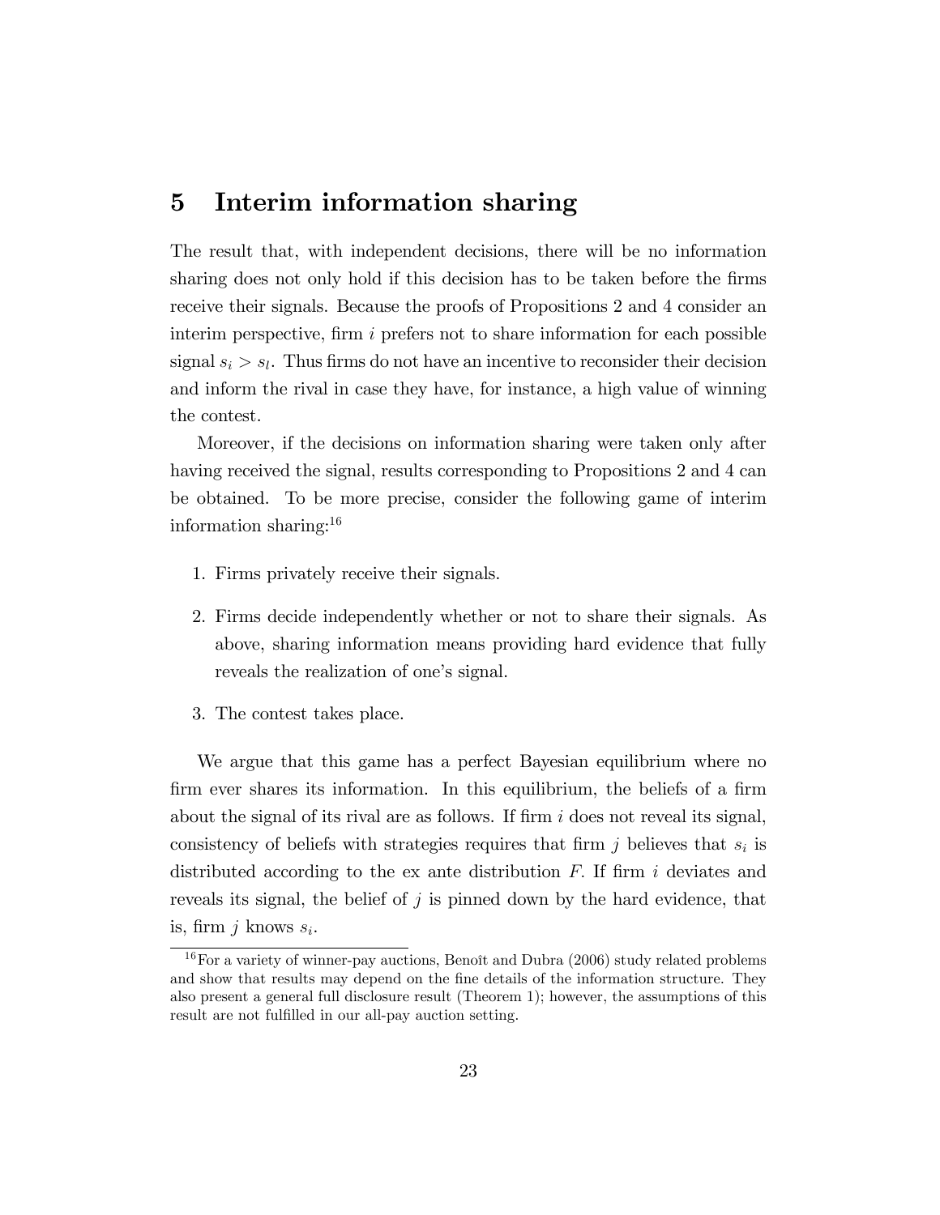# 5 Interim information sharing

The result that, with independent decisions, there will be no information sharing does not only hold if this decision has to be taken before the firms receive their signals. Because the proofs of Propositions 2 and 4 consider an interim perspective, firm $i$ prefers not to share information for each possible signal $s_i > s_l$. Thus firms do not have an incentive to reconsider their decision and inform the rival in case they have, for instance, a high value of winning the contest.

Moreover, if the decisions on information sharing were taken only after having received the signal, results corresponding to Propositions 2 and 4 can be obtained. To be more precise, consider the following game of interim information sharing:[16]

1. Firms privately receive their signals.
2. Firms decide independently whether or not to share their signals. As above, sharing information means providing hard evidence that fully reveals the realization of one's signal.
3. The contest takes place.

We argue that this game has a perfect Bayesian equilibrium where no firm ever shares its information. In this equilibrium, the beliefs of a firm about the signal of its rival are as follows. If firm $i$ does not reveal its signal, consistency of beliefs with strategies requires that firm $j$ believes that $s_i$ is distributed according to the ex ante distribution $F$. If firm $i$ deviates and reveals its signal, the belief of $j$ is pinned down by the hard evidence, that is, firm $j$ knows $s_i$.

[16] For a variety of winner-pay auctions, Benoît and Dubra (2006) study related problems and show that results may depend on the fine details of the information structure. They also present a general full disclosure result (Theorem 1); however, the assumptions of this result are not fulfilled in our all-pay auction setting.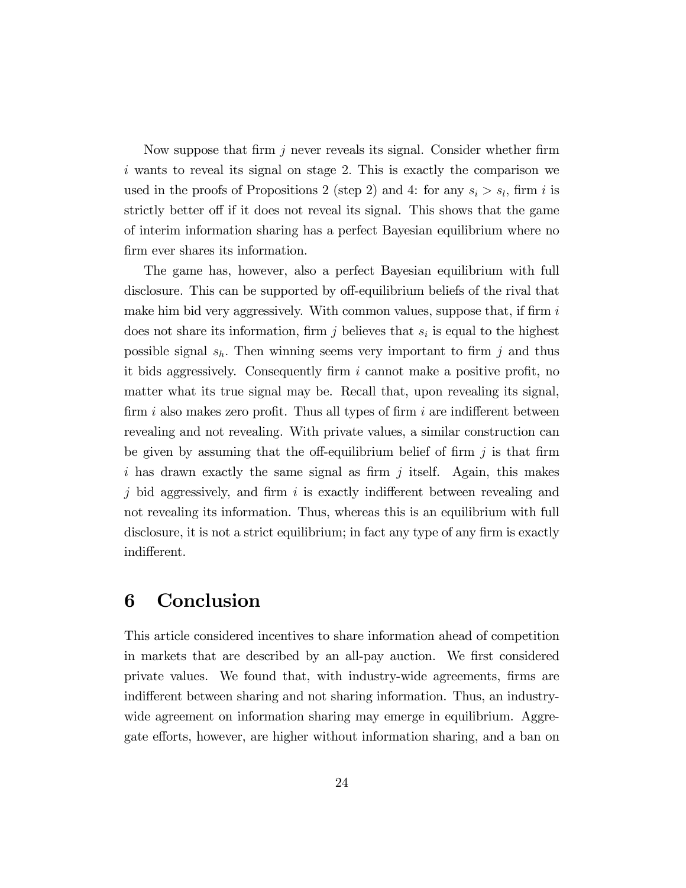Now suppose that firm $j$ never reveals its signal. Consider whether firm $i$ wants to reveal its signal on stage 2. This is exactly the comparison we used in the proofs of Propositions 2 (step 2) and 4: for any $s_i > s_l$, firm $i$ is strictly better off if it does not reveal its signal. This shows that the game of interim information sharing has a perfect Bayesian equilibrium where no firm ever shares its information.

The game has, however, also a perfect Bayesian equilibrium with full disclosure. This can be supported by off-equilibrium beliefs of the rival that make him bid very aggressively. With common values, suppose that, if firm $i$ does not share its information, firm $j$ believes that $s_i$ is equal to the highest possible signal $s_h$. Then winning seems very important to firm $j$ and thus it bids aggressively. Consequently firm $i$ cannot make a positive profit, no matter what its true signal may be. Recall that, upon revealing its signal, firm $i$ also makes zero profit. Thus all types of firm $i$ are indifferent between revealing and not revealing. With private values, a similar construction can be given by assuming that the off-equilibrium belief of firm $j$ is that firm $i$ has drawn exactly the same signal as firm $j$ itself. Again, this makes $j$ bid aggressively, and firm $i$ is exactly indifferent between revealing and not revealing its information. Thus, whereas this is an equilibrium with full disclosure, it is not a strict equilibrium; in fact any type of any firm is exactly indifferent.

# 6 Conclusion

This article considered incentives to share information ahead of competition in markets that are described by an all-pay auction. We first considered private values. We found that, with industry-wide agreements, firms are indifferent between sharing and not sharing information. Thus, an industry-wide agreement on information sharing may emerge in equilibrium. Aggregate efforts, however, are higher without information sharing, and a ban on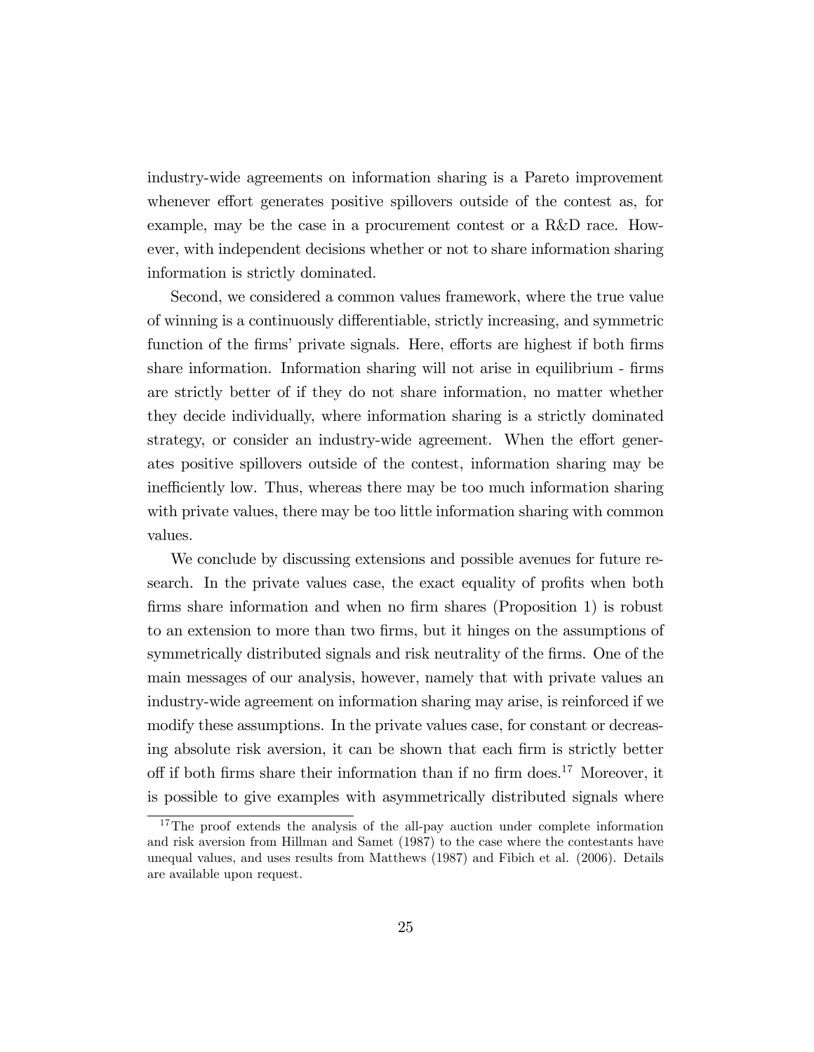industry-wide agreements on information sharing is a Pareto improvement whenever effort generates positive spillovers outside of the contest as, for example, may be the case in a procurement contest or a R&D race. However, with independent decisions whether or not to share information sharing information is strictly dominated.

Second, we considered a common values framework, where the true value of winning is a continuously differentiable, strictly increasing, and symmetric function of the firms' private signals. Here, efforts are highest if both firms share information. Information sharing will not arise in equilibrium - firms are strictly better of if they do not share information, no matter whether they decide individually, where information sharing is a strictly dominated strategy, or consider an industry-wide agreement. When the effort generates positive spillovers outside of the contest, information sharing may be inefficiently low. Thus, whereas there may be too much information sharing with private values, there may be too little information sharing with common values.

We conclude by discussing extensions and possible avenues for future research. In the private values case, the exact equality of profits when both firms share information and when no firm shares (Proposition 1) is robust to an extension to more than two firms, but it hinges on the assumptions of symmetrically distributed signals and risk neutrality of the firms. One of the main messages of our analysis, however, namely that with private values an industry-wide agreement on information sharing may arise, is reinforced if we modify these assumptions. In the private values case, for constant or decreasing absolute risk aversion, it can be shown that each firm is strictly better off if both firms share their information than if no firm does.[17] Moreover, it is possible to give examples with asymmetrically distributed signals where

[17] The proof extends the analysis of the all-pay auction under complete information and risk aversion from Hillman and Samet (1987) to the case where the contestants have unequal values, and uses results from Matthews (1987) and Fibich et al. (2006). Details are available upon request.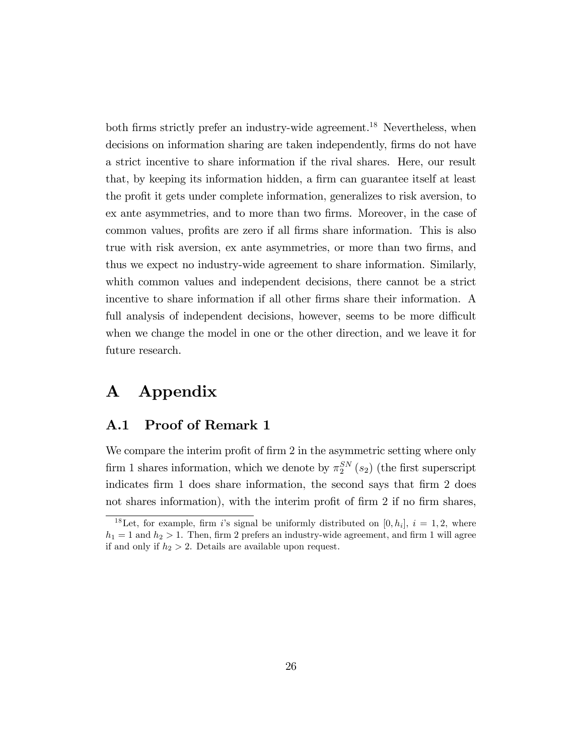both firms strictly prefer an industry-wide agreement.[18] Nevertheless, when decisions on information sharing are taken independently, firms do not have a strict incentive to share information if the rival shares. Here, our result that, by keeping its information hidden, a firm can guarantee itself at least the profit it gets under complete information, generalizes to risk aversion, to ex ante asymmetries, and to more than two firms. Moreover, in the case of common values, profits are zero if all firms share information. This is also true with risk aversion, ex ante asymmetries, or more than two firms, and thus we expect no industry-wide agreement to share information. Similarly, whith common values and independent decisions, there cannot be a strict incentive to share information if all other firms share their information. A full analysis of independent decisions, however, seems to be more difficult when we change the model in one or the other direction, and we leave it for future research.

# A Appendix

## A.1 Proof of Remark 1

We compare the interim profit of firm 2 in the asymmetric setting where only firm 1 shares information, which we denote by $\pi_2^{SN}(s_2)$ (the first superscript indicates firm 1 does share information, the second says that firm 2 does not shares information), with the interim profit of firm 2 if no firm shares,

[18] Let, for example, firm $i$'s signal be uniformly distributed on $[0, h_i]$, $i = 1, 2$, where $h_1 = 1$ and $h_2 > 1$. Then, firm 2 prefers an industry-wide agreement, and firm 1 will agree if and only if $h_2 > 2$. Details are available upon request.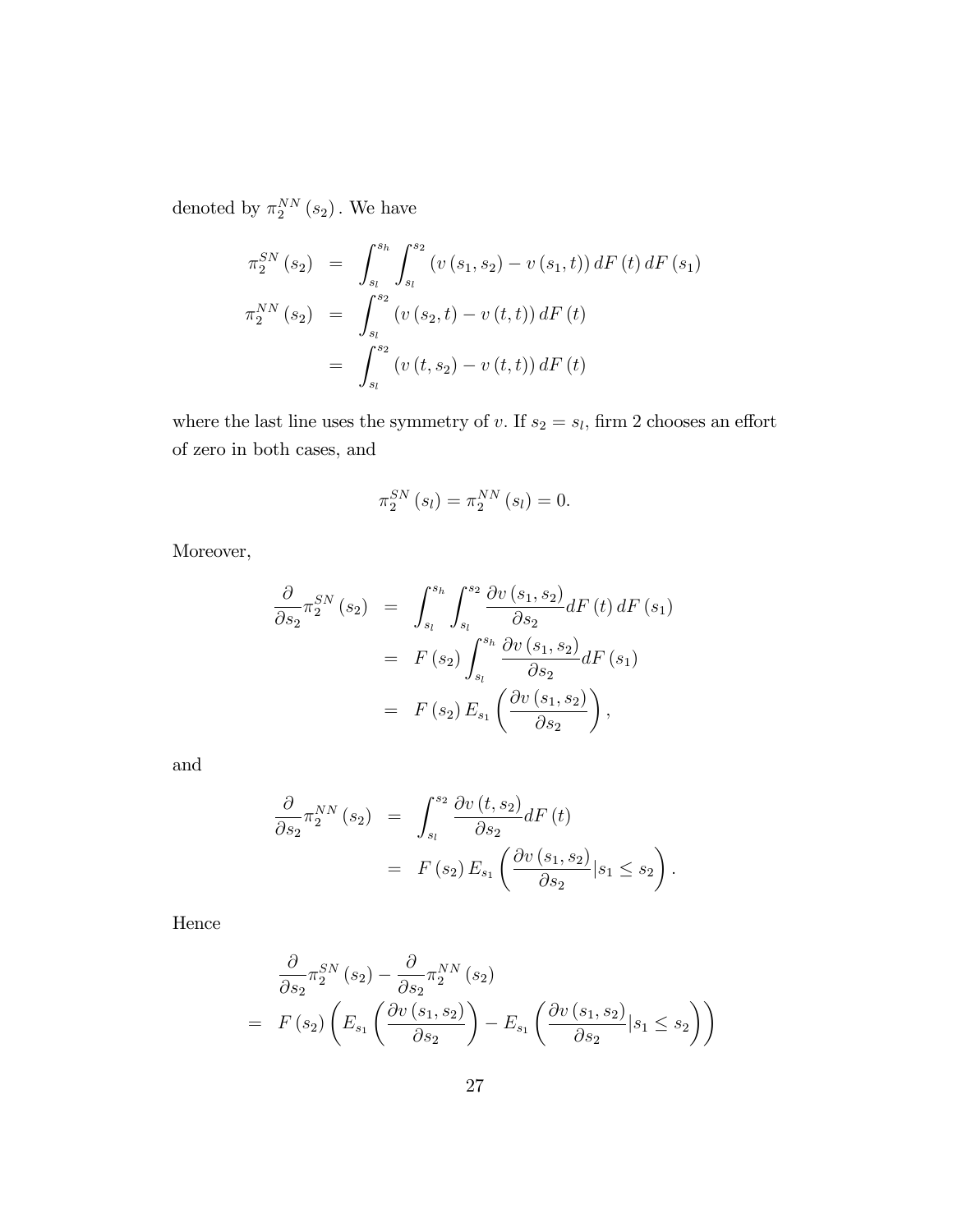denoted by $\pi_2^{NN}(s_2)$. We have

$$
\begin{aligned}
\pi_2^{SN}(s_2) &= \int_{s_l}^{s_h} \int_{s_l}^{s_2} \left(v(s_1, s_2) - v(s_1, t)\right) dF(t)\, dF(s_1) \\
\pi_2^{NN}(s_2) &= \int_{s_l}^{s_2} \left(v(s_2, t) - v(t, t)\right) dF(t) \\
&= \int_{s_l}^{s_2} \left(v(t, s_2) - v(t, t)\right) dF(t)
\end{aligned}
$$

where the last line uses the symmetry of $v$. If $s_2 = s_l$, firm 2 chooses an effort of zero in both cases, and

$$
\pi_2^{SN}(s_l) = \pi_2^{NN}(s_l) = 0.
$$

Moreover,

$$
\begin{aligned}
\frac{\partial}{\partial s_2}\pi_2^{SN}(s_2) &= \int_{s_l}^{s_h} \int_{s_l}^{s_2} \frac{\partial v(s_1, s_2)}{\partial s_2} dF(t)\, dF(s_1) \\
&= F(s_2) \int_{s_l}^{s_h} \frac{\partial v(s_1, s_2)}{\partial s_2} dF(s_1) \\
&= F(s_2)\, E_{s_1}\left(\frac{\partial v(s_1, s_2)}{\partial s_2}\right),
\end{aligned}
$$

and

$$
\begin{aligned}
\frac{\partial}{\partial s_2}\pi_2^{NN}(s_2) &= \int_{s_l}^{s_2} \frac{\partial v(t, s_2)}{\partial s_2} dF(t) \\
&= F(s_2)\, E_{s_1}\left(\frac{\partial v(s_1, s_2)}{\partial s_2} | s_1 \leq s_2\right).
\end{aligned}
$$

Hence

$$
\begin{aligned}
& \frac{\partial}{\partial s_2}\pi_2^{SN}(s_2) - \frac{\partial}{\partial s_2}\pi_2^{NN}(s_2) \\
= \; & F(s_2)\left(E_{s_1}\left(\frac{\partial v(s_1, s_2)}{\partial s_2}\right) - E_{s_1}\left(\frac{\partial v(s_1, s_2)}{\partial s_2} | s_1 \leq s_2\right)\right)
\end{aligned}
$$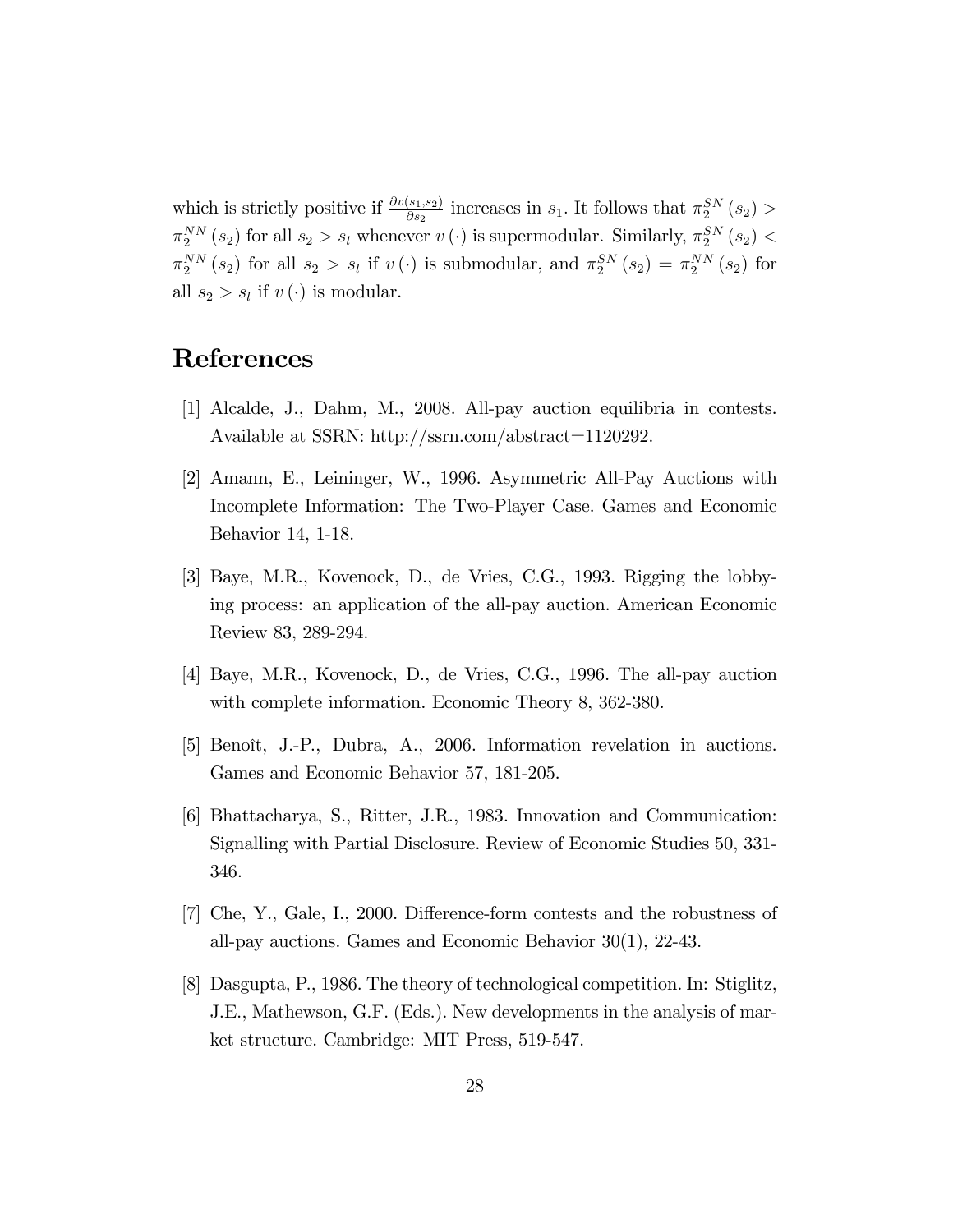which is strictly positive if $\frac{\partial v(s_1,s_2)}{\partial s_2}$ increases in $s_1$. It follows that $\pi_2^{SN}(s_2) > \pi_2^{NN}(s_2)$ for all $s_2 > s_l$ whenever $v(\cdot)$ is supermodular. Similarly, $\pi_2^{SN}(s_2) < \pi_2^{NN}(s_2)$ for all $s_2 > s_l$ if $v(\cdot)$ is submodular, and $\pi_2^{SN}(s_2) = \pi_2^{NN}(s_2)$ for all $s_2 > s_l$ if $v(\cdot)$ is modular.

# References

[1] Alcalde, J., Dahm, M., 2008. All-pay auction equilibria in contests. Available at SSRN: http://ssrn.com/abstract=1120292.

[2] Amann, E., Leininger, W., 1996. Asymmetric All-Pay Auctions with Incomplete Information: The Two-Player Case. Games and Economic Behavior 14, 1-18.

[3] Baye, M.R., Kovenock, D., de Vries, C.G., 1993. Rigging the lobbying process: an application of the all-pay auction. American Economic Review 83, 289-294.

[4] Baye, M.R., Kovenock, D., de Vries, C.G., 1996. The all-pay auction with complete information. Economic Theory 8, 362-380.

[5] Benoît, J.-P., Dubra, A., 2006. Information revelation in auctions. Games and Economic Behavior 57, 181-205.

[6] Bhattacharya, S., Ritter, J.R., 1983. Innovation and Communication: Signalling with Partial Disclosure. Review of Economic Studies 50, 331-346.

[7] Che, Y., Gale, I., 2000. Difference-form contests and the robustness of all-pay auctions. Games and Economic Behavior 30(1), 22-43.

[8] Dasgupta, P., 1986. The theory of technological competition. In: Stiglitz, J.E., Mathewson, G.F. (Eds.). New developments in the analysis of market structure. Cambridge: MIT Press, 519-547.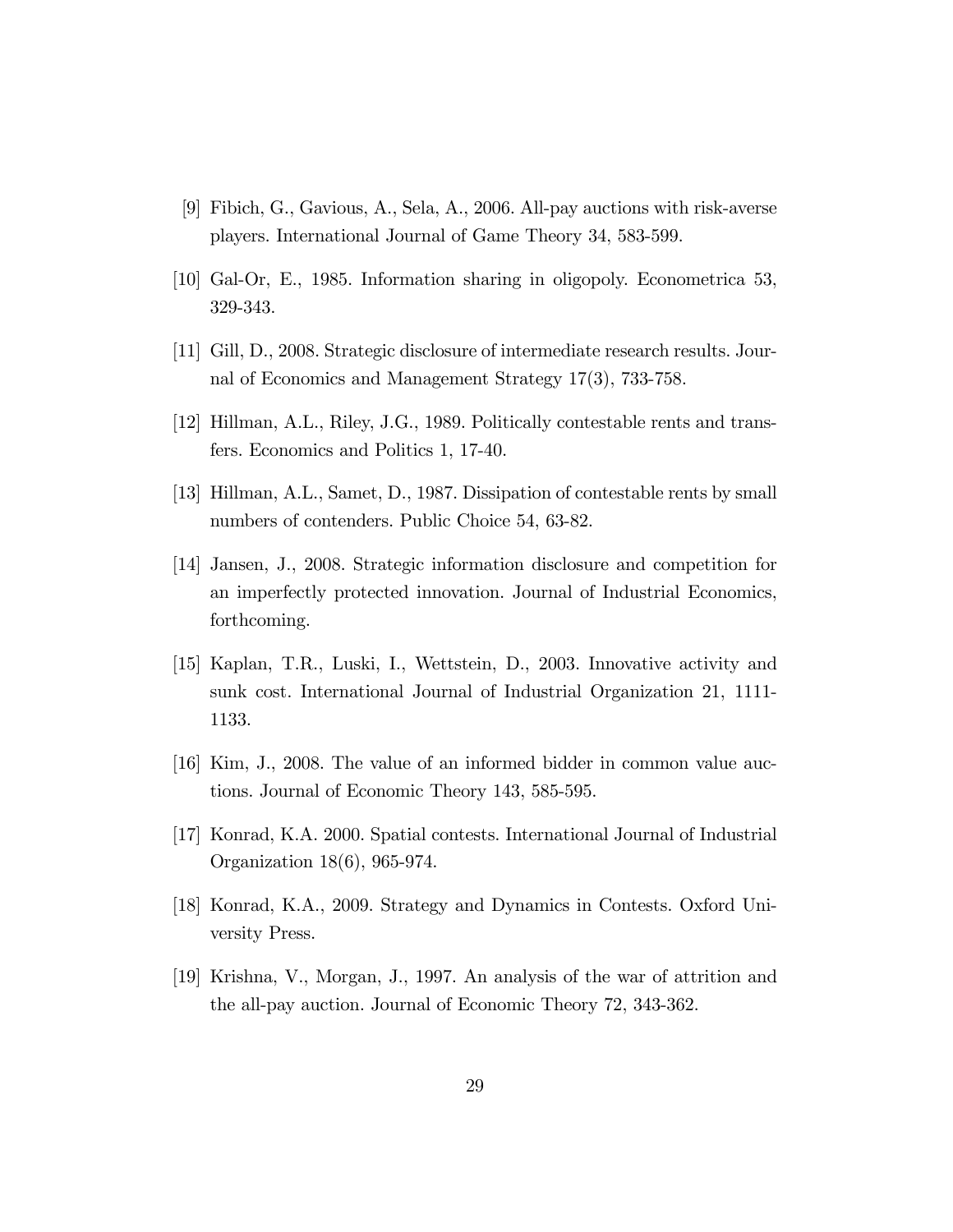[9] Fibich, G., Gavious, A., Sela, A., 2006. All-pay auctions with risk-averse players. International Journal of Game Theory 34, 583-599.

[10] Gal-Or, E., 1985. Information sharing in oligopoly. Econometrica 53, 329-343.

[11] Gill, D., 2008. Strategic disclosure of intermediate research results. Journal of Economics and Management Strategy 17(3), 733-758.

[12] Hillman, A.L., Riley, J.G., 1989. Politically contestable rents and transfers. Economics and Politics 1, 17-40.

[13] Hillman, A.L., Samet, D., 1987. Dissipation of contestable rents by small numbers of contenders. Public Choice 54, 63-82.

[14] Jansen, J., 2008. Strategic information disclosure and competition for an imperfectly protected innovation. Journal of Industrial Economics, forthcoming.

[15] Kaplan, T.R., Luski, I., Wettstein, D., 2003. Innovative activity and sunk cost. International Journal of Industrial Organization 21, 1111-1133.

[16] Kim, J., 2008. The value of an informed bidder in common value auctions. Journal of Economic Theory 143, 585-595.

[17] Konrad, K.A. 2000. Spatial contests. International Journal of Industrial Organization 18(6), 965-974.

[18] Konrad, K.A., 2009. Strategy and Dynamics in Contests. Oxford University Press.

[19] Krishna, V., Morgan, J., 1997. An analysis of the war of attrition and the all-pay auction. Journal of Economic Theory 72, 343-362.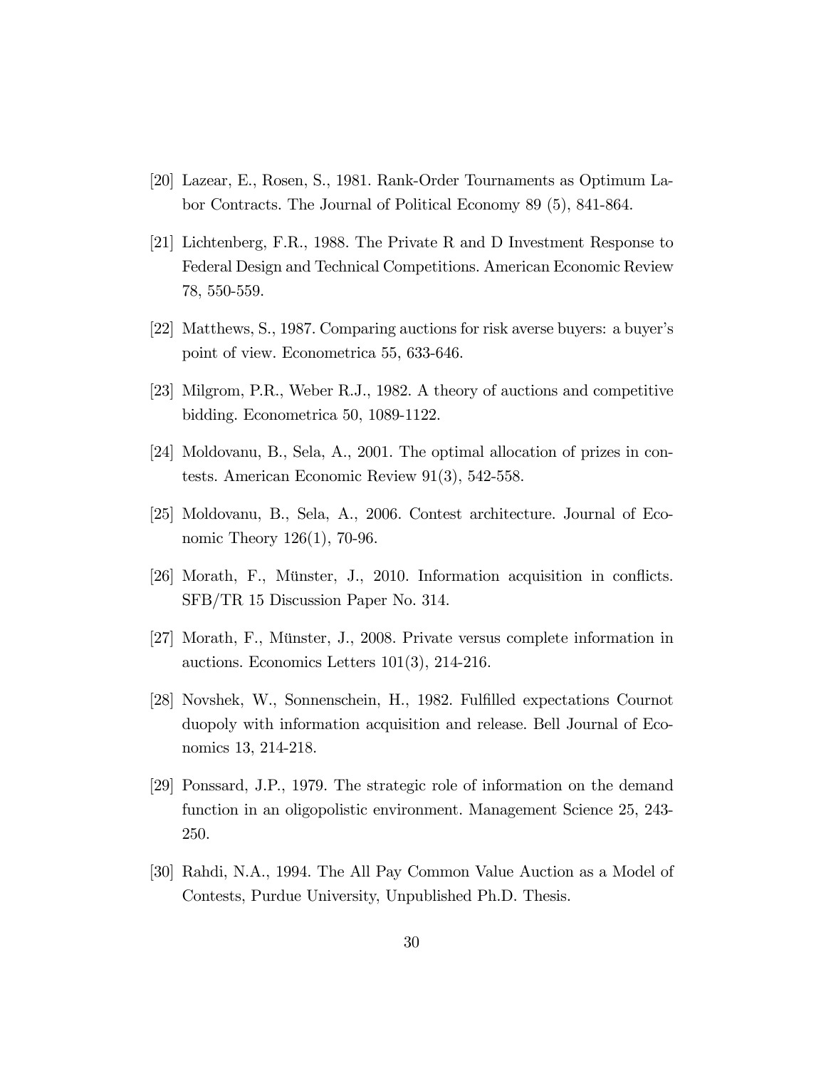[20] Lazear, E., Rosen, S., 1981. Rank-Order Tournaments as Optimum Labor Contracts. The Journal of Political Economy 89 (5), 841-864.

[21] Lichtenberg, F.R., 1988. The Private R and D Investment Response to Federal Design and Technical Competitions. American Economic Review 78, 550-559.

[22] Matthews, S., 1987. Comparing auctions for risk averse buyers: a buyer's point of view. Econometrica 55, 633-646.

[23] Milgrom, P.R., Weber R.J., 1982. A theory of auctions and competitive bidding. Econometrica 50, 1089-1122.

[24] Moldovanu, B., Sela, A., 2001. The optimal allocation of prizes in contests. American Economic Review 91(3), 542-558.

[25] Moldovanu, B., Sela, A., 2006. Contest architecture. Journal of Economic Theory 126(1), 70-96.

[26] Morath, F., Münster, J., 2010. Information acquisition in conflicts. SFB/TR 15 Discussion Paper No. 314.

[27] Morath, F., Münster, J., 2008. Private versus complete information in auctions. Economics Letters 101(3), 214-216.

[28] Novshek, W., Sonnenschein, H., 1982. Fulfilled expectations Cournot duopoly with information acquisition and release. Bell Journal of Economics 13, 214-218.

[29] Ponssard, J.P., 1979. The strategic role of information on the demand function in an oligopolistic environment. Management Science 25, 243-250.

[30] Rahdi, N.A., 1994. The All Pay Common Value Auction as a Model of Contests, Purdue University, Unpublished Ph.D. Thesis.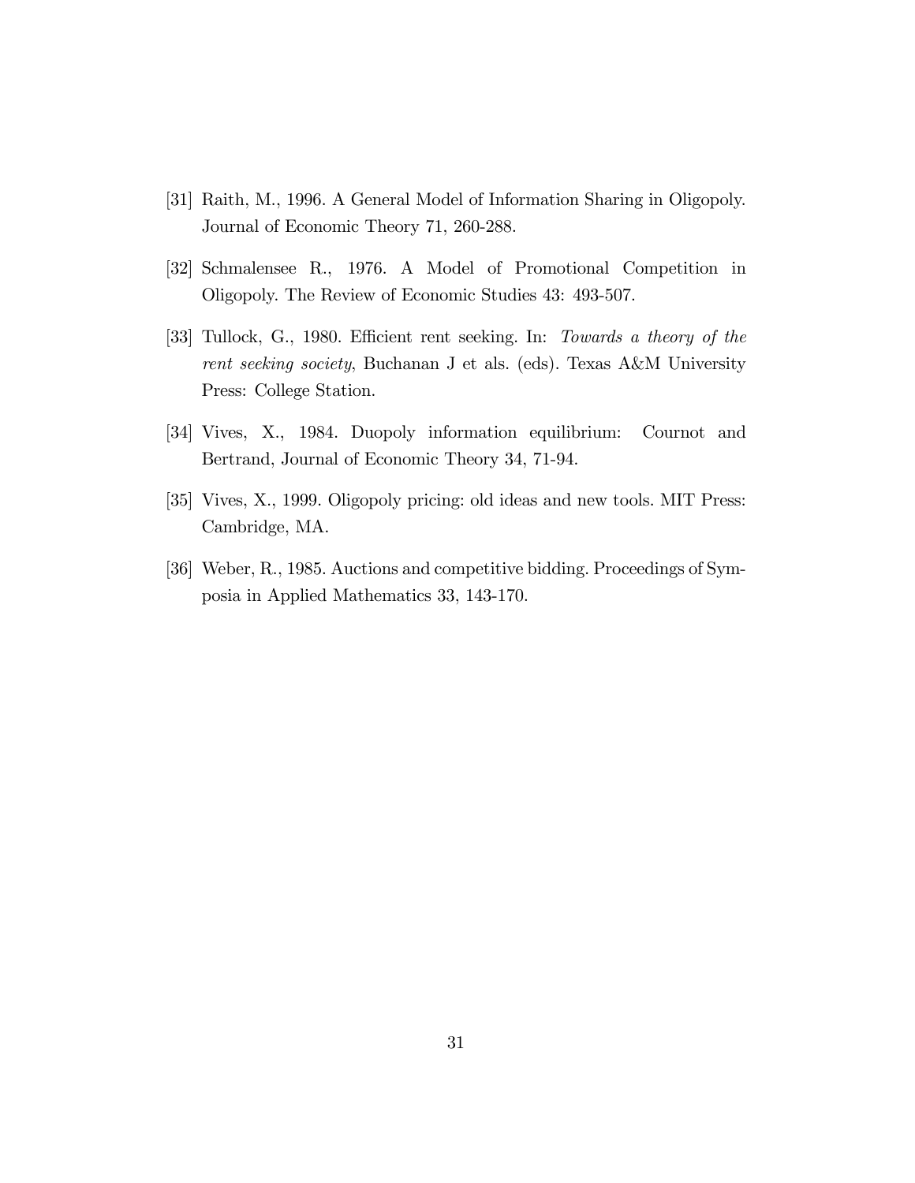[31] Raith, M., 1996. A General Model of Information Sharing in Oligopoly. Journal of Economic Theory 71, 260-288.

[32] Schmalensee R., 1976. A Model of Promotional Competition in Oligopoly. The Review of Economic Studies 43: 493-507.

[33] Tullock, G., 1980. Efficient rent seeking. In: *Towards a theory of the rent seeking society*, Buchanan J et als. (eds). Texas A&M University Press: College Station.

[34] Vives, X., 1984. Duopoly information equilibrium: Cournot and Bertrand, Journal of Economic Theory 34, 71-94.

[35] Vives, X., 1999. Oligopoly pricing: old ideas and new tools. MIT Press: Cambridge, MA.

[36] Weber, R., 1985. Auctions and competitive bidding. Proceedings of Symposia in Applied Mathematics 33, 143-170.